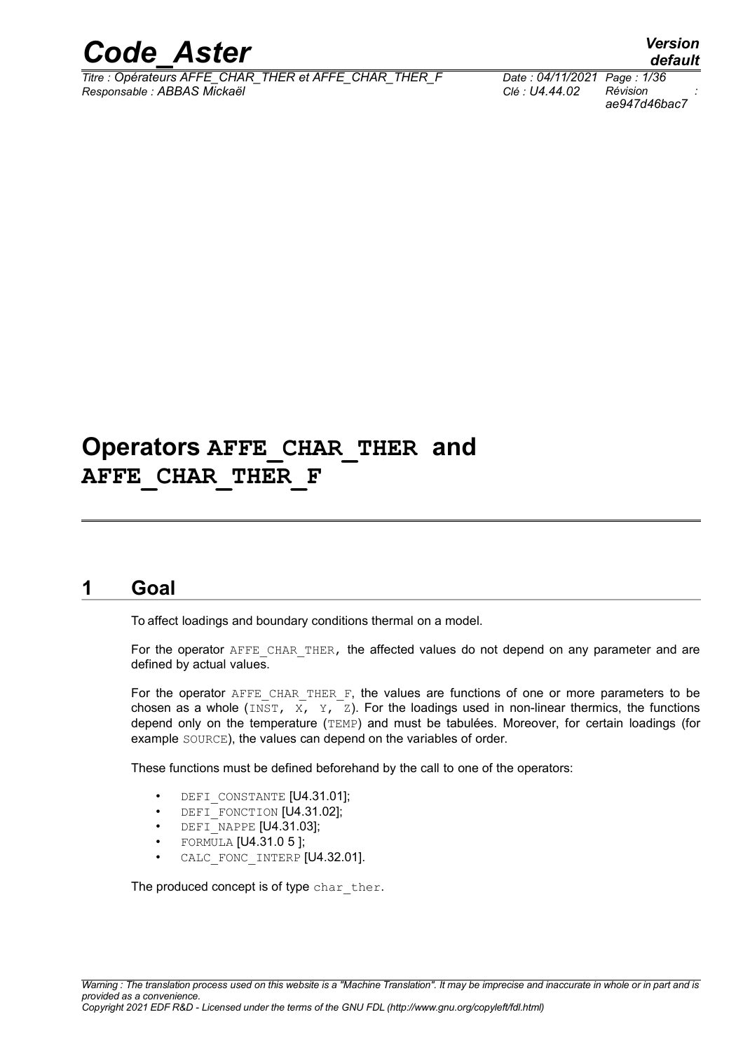# Operators AFFE_CHAR_THER and AFFE_CHAR_THER_F

## 1 Goal

To affect loadings and boundary conditions thermal on a model.

For the operator AFFE_CHAR_THER, the affected values do not depend on any parameter and are defined by actual values.

For the operator AFFE_CHAR_THER_F, the values are functions of one or more parameters to be chosen as a whole (INST, X, Y, Z). For the loadings used in non-linear thermics, the functions depend only on the temperature (TEMP) and must be tabulées. Moreover, for certain loadings (for example SOURCE), the values can depend on the variables of order.

These functions must be defined beforehand by the call to one of the operators:

- DEFI_CONSTANTE [U4.31.01];
- DEFI_FONCTION [U4.31.02];
- DEFI_NAPPE [U4.31.03];
- FORMULA [U4.31.0 5 ];
- CALC_FONC_INTERP [U4.32.01].

The produced concept is of type char_ther.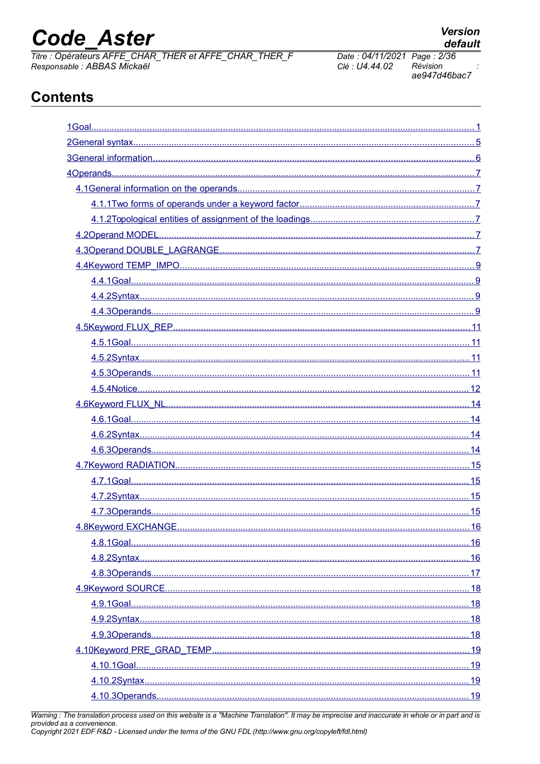# Contents

1Goal........................................................................................................................................1
2General syntax.......................................................................................................................5
3General information................................................................................................................6
4Operands.................................................................................................................................7
4.1General information on the operands................................................................................7
4.1.1Two forms of operands under a keyword factor..........................................................7
4.1.2Topological entities of assignment of the loadings.......................................................7
4.2Operand MODEL...................................................................................................................7
4.3Operand DOUBLE_LAGRANGE.........................................................................................7
4.4Keyword TEMP_IMPO.........................................................................................................9
4.4.1Goal.................................................................................................................................9
4.4.2Syntax..............................................................................................................................9
4.4.3Operands..........................................................................................................................9
4.5Keyword FLUX_REP...........................................................................................................11
4.5.1Goal...............................................................................................................................11
4.5.2Syntax............................................................................................................................11
4.5.3Operands........................................................................................................................11
4.5.4Notice.............................................................................................................................12
4.6Keyword FLUX_NL..............................................................................................................14
4.6.1Goal...............................................................................................................................14
4.6.2Syntax............................................................................................................................14
4.6.3Operands........................................................................................................................14
4.7Keyword RADIATION..........................................................................................................15
4.7.1Goal...............................................................................................................................15
4.7.2Syntax............................................................................................................................15
4.7.3Operands........................................................................................................................15
4.8Keyword EXCHANGE..........................................................................................................16
4.8.1Goal...............................................................................................................................16
4.8.2Syntax............................................................................................................................16
4.8.3Operands........................................................................................................................17
4.9Keyword SOURCE...............................................................................................................18
4.9.1Goal...............................................................................................................................18
4.9.2Syntax............................................................................................................................18
4.9.3Operands........................................................................................................................18
4.10Keyword PRE_GRAD_TEMP.............................................................................................19
4.10.1Goal.............................................................................................................................19
4.10.2Syntax..........................................................................................................................19
4.10.3Operands......................................................................................................................19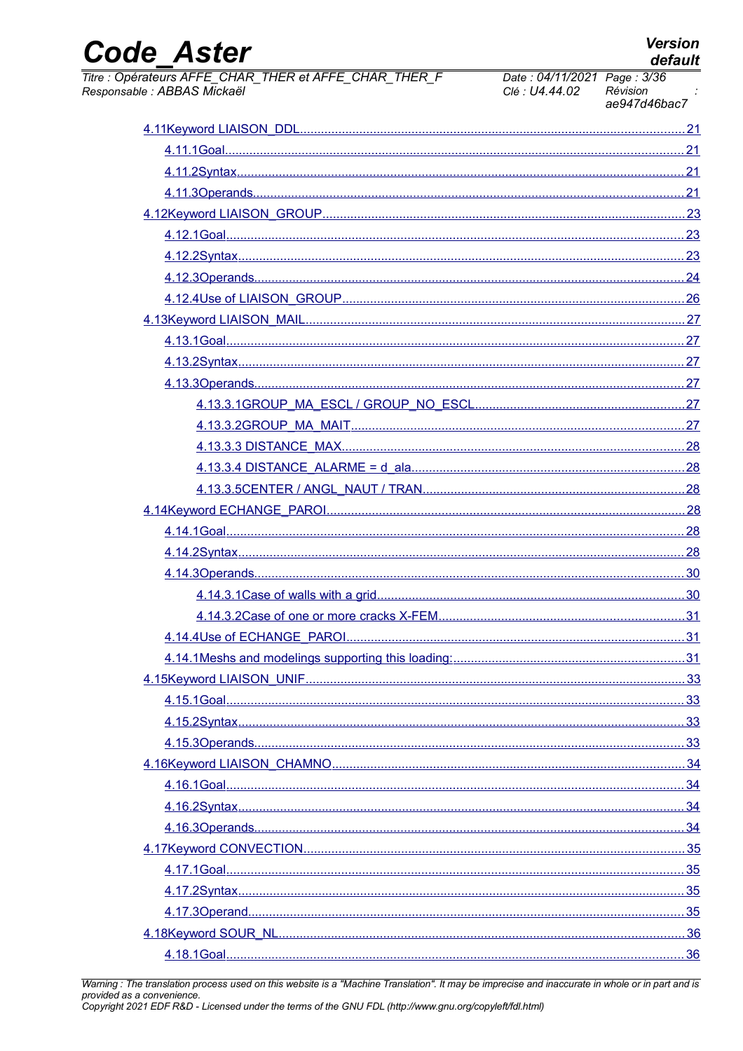4.11Keyword LIAISON_DDL ........................................................................................................ 21

4.11.1Goal ........................................................................................................ 21

4.11.2Syntax ........................................................................................................ 21

4.11.3Operands ........................................................................................................ 21

4.12Keyword LIAISON_GROUP ........................................................................................................ 23

4.12.1Goal ........................................................................................................ 23

4.12.2Syntax ........................................................................................................ 23

4.12.3Operands ........................................................................................................ 24

4.12.4Use of LIAISON_GROUP ........................................................................................................ 26

4.13Keyword LIAISON_MAIL ........................................................................................................ 27

4.13.1Goal ........................................................................................................ 27

4.13.2Syntax ........................................................................................................ 27

4.13.3Operands ........................................................................................................ 27

4.13.3.1GROUP_MA_ESCL / GROUP_NO_ESCL ........................................................................................................ 27

4.13.3.2GROUP_MA_MAIT ........................................................................................................ 27

4.13.3.3 DISTANCE_MAX ........................................................................................................ 28

4.13.3.4 DISTANCE_ALARME = d_ala ........................................................................................................ 28

4.13.3.5CENTER / ANGL_NAUT / TRAN ........................................................................................................ 28

4.14Keyword ECHANGE_PAROI ........................................................................................................ 28

4.14.1Goal ........................................................................................................ 28

4.14.2Syntax ........................................................................................................ 28

4.14.3Operands ........................................................................................................ 30

4.14.3.1Case of walls with a grid ........................................................................................................ 30

4.14.3.2Case of one or more cracks X-FEM ........................................................................................................ 31

4.14.4Use of ECHANGE_PAROI ........................................................................................................ 31

4.14.1Meshs and modelings supporting this loading: ........................................................................................................ 31

4.15Keyword LIAISON_UNIF ........................................................................................................ 33

4.15.1Goal ........................................................................................................ 33

4.15.2Syntax ........................................................................................................ 33

4.15.3Operands ........................................................................................................ 33

4.16Keyword LIAISON_CHAMNO ........................................................................................................ 34

4.16.1Goal ........................................................................................................ 34

4.16.2Syntax ........................................................................................................ 34

4.16.3Operands ........................................................................................................ 34

4.17Keyword CONVECTION ........................................................................................................ 35

4.17.1Goal ........................................................................................................ 35

4.17.2Syntax ........................................................................................................ 35

4.17.3Operand ........................................................................................................ 35

4.18Keyword SOUR_NL ........................................................................................................ 36

4.18.1Goal ........................................................................................................ 36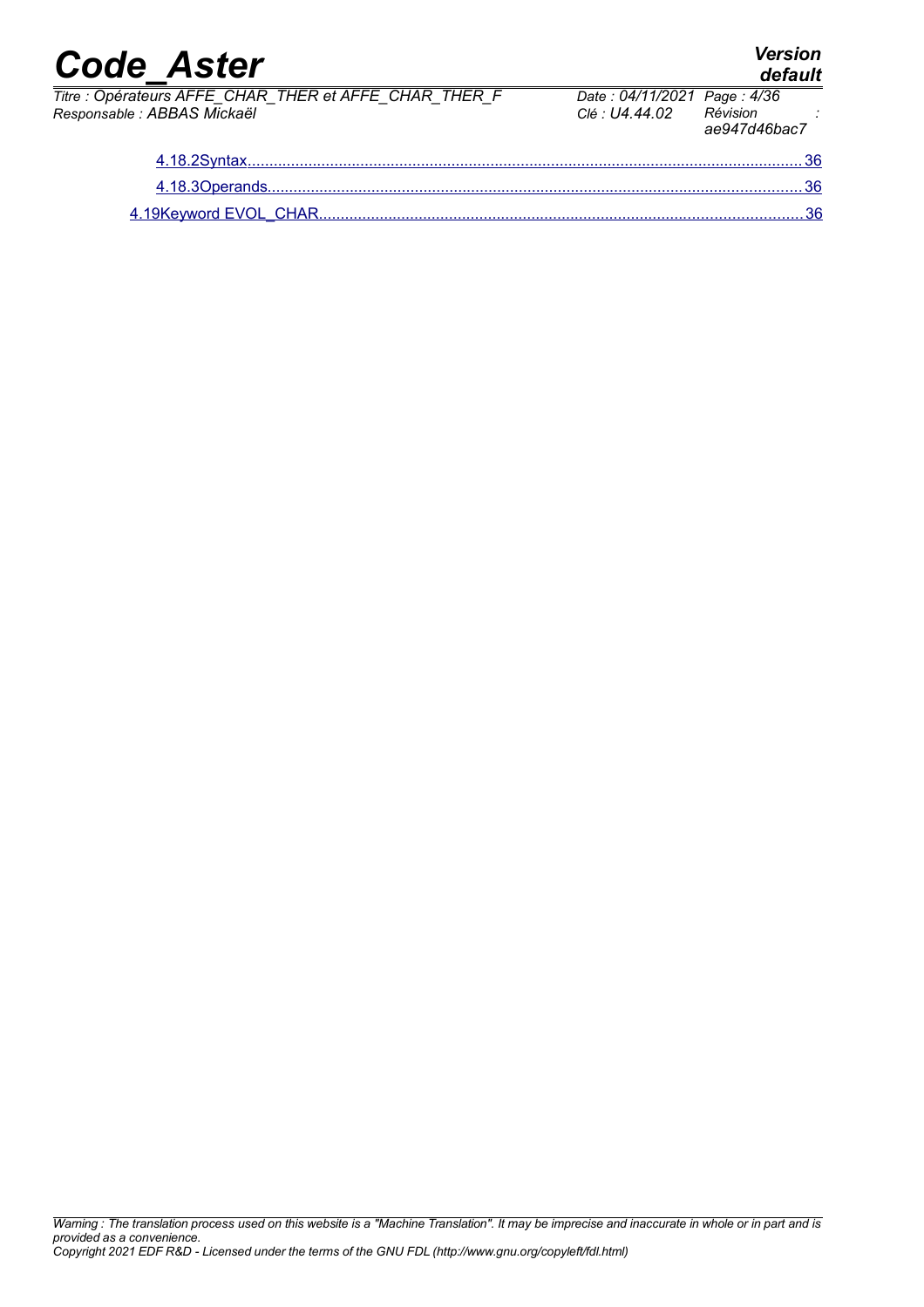4.18.2Syntax.......................................................................................................................36

4.18.3Operands...................................................................................................................36

4.19Keyword EVOL_CHAR...........................................................................................................36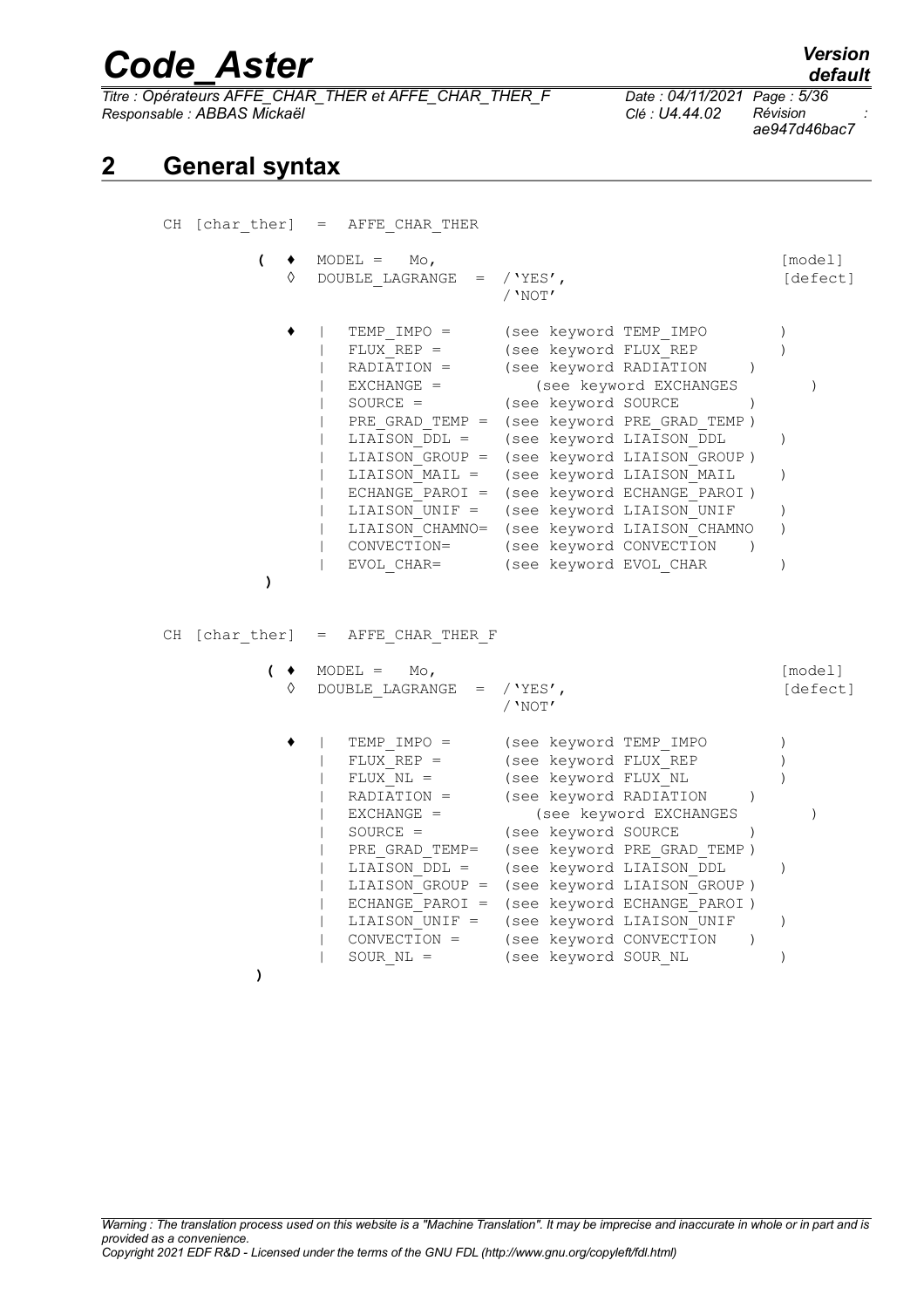## 2 General syntax

```
CH [char_ther] = AFFE_CHAR_THER

        (  ♦  MODEL =  Mo,                                              [model]
           ◊  DOUBLE_LAGRANGE  =  /'YES',                               [defect]
                                  /'NOT'

           ♦  |  TEMP_IMPO =      (see keyword TEMP_IMPO         )
              |  FLUX_REP =       (see keyword FLUX_REP          )
              |  RADIATION =      (see keyword RADIATION     )
              |  EXCHANGE =          (see keyword EXCHANGES          )
              |  SOURCE =         (see keyword SOURCE        )
              |  PRE_GRAD_TEMP =  (see keyword PRE_GRAD_TEMP )
              |  LIAISON_DDL =    (see keyword LIAISON_DDL       )
              |  LIAISON_GROUP =  (see keyword LIAISON_GROUP )
              |  LIAISON_MAIL =   (see keyword LIAISON_MAIL      )
              |  ECHANGE_PAROI =  (see keyword ECHANGE_PAROI )
              |  LIAISON_UNIF =   (see keyword LIAISON_UNIF      )
              |  LIAISON_CHAMNO=  (see keyword LIAISON_CHAMNO    )
              |  CONVECTION=      (see keyword CONVECTION    )
              |  EVOL_CHAR=       (see keyword EVOL_CHAR         )
        )


CH [char_ther] = AFFE_CHAR_THER_F

        (  ♦  MODEL =  Mo,                                              [model]
           ◊  DOUBLE_LAGRANGE  =  /'YES',                               [defect]
                                  /'NOT'

           ♦  |  TEMP_IMPO =      (see keyword TEMP_IMPO         )
              |  FLUX_REP =       (see keyword FLUX_REP          )
              |  FLUX_NL =        (see keyword FLUX_NL           )
              |  RADIATION =      (see keyword RADIATION     )
              |  EXCHANGE =          (see keyword EXCHANGES          )
              |  SOURCE =         (see keyword SOURCE        )
              |  PRE_GRAD_TEMP=   (see keyword PRE_GRAD_TEMP )
              |  LIAISON_DDL =    (see keyword LIAISON_DDL       )
              |  LIAISON_GROUP =  (see keyword LIAISON_GROUP )
              |  ECHANGE_PAROI =  (see keyword ECHANGE_PAROI )
              |  LIAISON_UNIF =   (see keyword LIAISON_UNIF      )
              |  CONVECTION =     (see keyword CONVECTION    )
              |  SOUR_NL =        (see keyword SOUR_NL           )
        )
```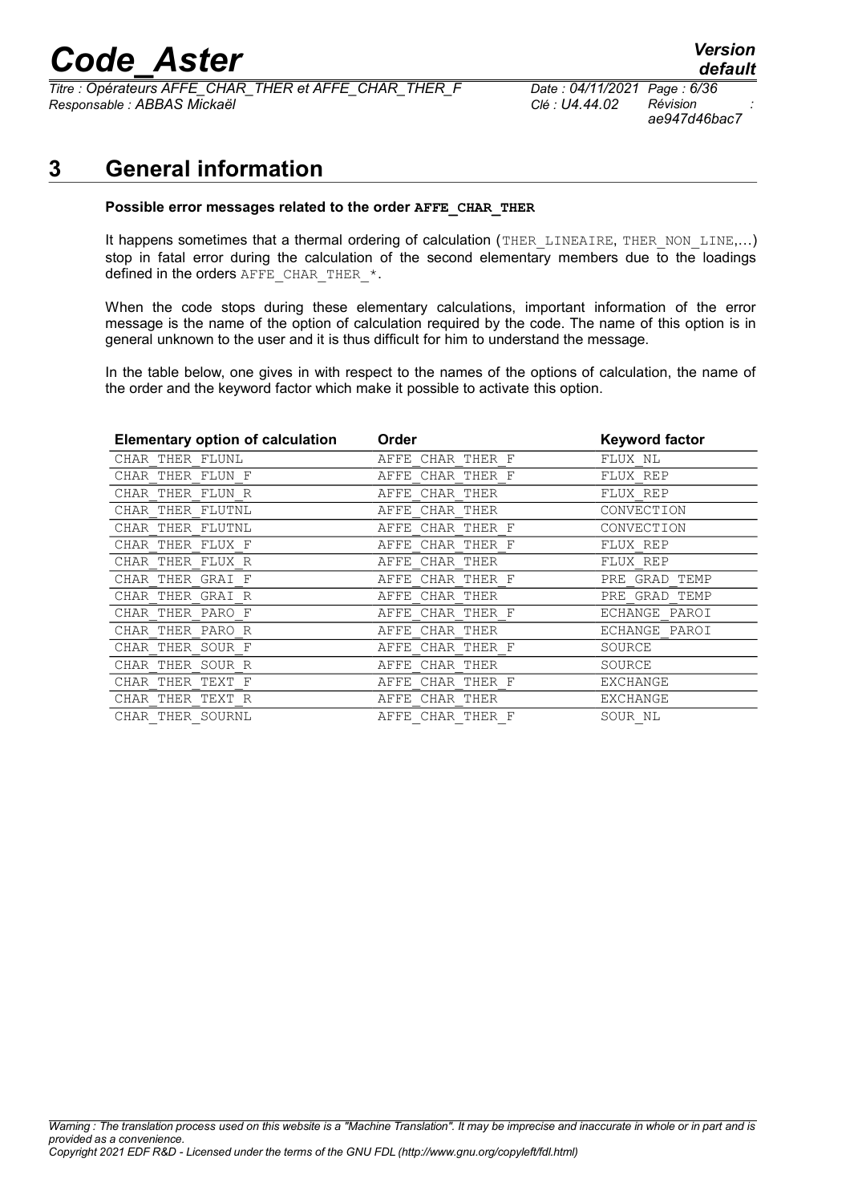# 3 General information

**Possible error messages related to the order AFFE_CHAR_THER**

It happens sometimes that a thermal ordering of calculation (THER_LINEAIRE, THER_NON_LINE,…) stop in fatal error during the calculation of the second elementary members due to the loadings defined in the orders AFFE_CHAR_THER_*.

When the code stops during these elementary calculations, important information of the error message is the name of the option of calculation required by the code. The name of this option is in general unknown to the user and it is thus difficult for him to understand the message.

In the table below, one gives in with respect to the names of the options of calculation, the name of the order and the keyword factor which make it possible to activate this option.

| Elementary option of calculation | Order | Keyword factor |
| --- | --- | --- |
| CHAR_THER_FLUNL | AFFE_CHAR_THER_F | FLUX_NL |
| CHAR_THER_FLUN_F | AFFE_CHAR_THER_F | FLUX_REP |
| CHAR_THER_FLUN_R | AFFE_CHAR_THER | FLUX_REP |
| CHAR_THER_FLUTNL | AFFE_CHAR_THER | CONVECTION |
| CHAR_THER_FLUTNL | AFFE_CHAR_THER_F | CONVECTION |
| CHAR_THER_FLUX_F | AFFE_CHAR_THER_F | FLUX_REP |
| CHAR_THER_FLUX_R | AFFE_CHAR_THER | FLUX_REP |
| CHAR_THER_GRAI_F | AFFE_CHAR_THER_F | PRE_GRAD_TEMP |
| CHAR_THER_GRAI_R | AFFE_CHAR_THER | PRE_GRAD_TEMP |
| CHAR_THER_PARO_F | AFFE_CHAR_THER_F | ECHANGE_PAROI |
| CHAR_THER_PARO_R | AFFE_CHAR_THER | ECHANGE_PAROI |
| CHAR_THER_SOUR_F | AFFE_CHAR_THER_F | SOURCE |
| CHAR_THER_SOUR_R | AFFE_CHAR_THER | SOURCE |
| CHAR_THER_TEXT_F | AFFE_CHAR_THER_F | EXCHANGE |
| CHAR_THER_TEXT_R | AFFE_CHAR_THER | EXCHANGE |
| CHAR_THER_SOURNL | AFFE_CHAR_THER_F | SOUR_NL |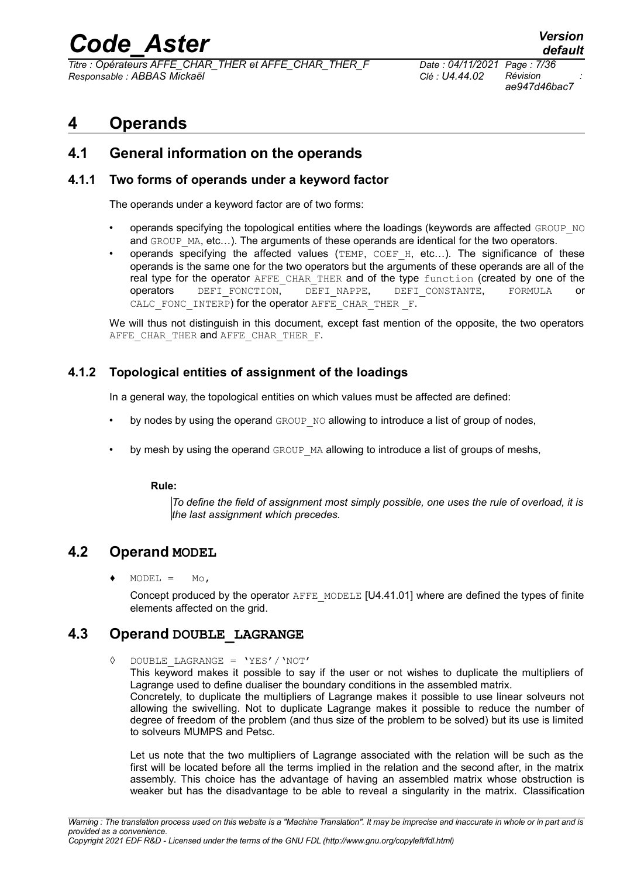# 4 Operands

## 4.1 General information on the operands

### 4.1.1 Two forms of operands under a keyword factor

The operands under a keyword factor are of two forms:

- operands specifying the topological entities where the loadings (keywords are affected GROUP_NO and GROUP_MA, etc…). The arguments of these operands are identical for the two operators.
- operands specifying the affected values (TEMP, COEF_H, etc…). The significance of these operands is the same one for the two operators but the arguments of these operands are all of the real type for the operator AFFE_CHAR_THER and of the type function (created by one of the operators DEFI_FONCTION, DEFI_NAPPE, DEFI_CONSTANTE, FORMULA or CALC_FONC_INTERP) for the operator AFFE_CHAR_THER _F.

We will thus not distinguish in this document, except fast mention of the opposite, the two operators AFFE_CHAR_THER and AFFE_CHAR_THER_F.

### 4.1.2 Topological entities of assignment of the loadings

In a general way, the topological entities on which values must be affected are defined:

- by nodes by using the operand GROUP_NO allowing to introduce a list of group of nodes,
- by mesh by using the operand GROUP_MA allowing to introduce a list of groups of meshs,

**Rule:**

> *To define the field of assignment most simply possible, one uses the rule of overload, it is the last assignment which precedes.*

## 4.2 Operand MODEL

♦ MODEL = Mo,

Concept produced by the operator AFFE_MODELE [U4.41.01] where are defined the types of finite elements affected on the grid.

## 4.3 Operand DOUBLE_LAGRANGE

◊ DOUBLE_LAGRANGE = 'YES' / 'NOT'

This keyword makes it possible to say if the user or not wishes to duplicate the multipliers of Lagrange used to define dualiser the boundary conditions in the assembled matrix.
Concretely, to duplicate the multipliers of Lagrange makes it possible to use linear solveurs not allowing the swivelling. Not to duplicate Lagrange makes it possible to reduce the number of degree of freedom of the problem (and thus size of the problem to be solved) but its use is limited to solveurs MUMPS and Petsc.

Let us note that the two multipliers of Lagrange associated with the relation will be such as the first will be located before all the terms implied in the relation and the second after, in the matrix assembly. This choice has the advantage of having an assembled matrix whose obstruction is weaker but has the disadvantage to be able to reveal a singularity in the matrix. Classification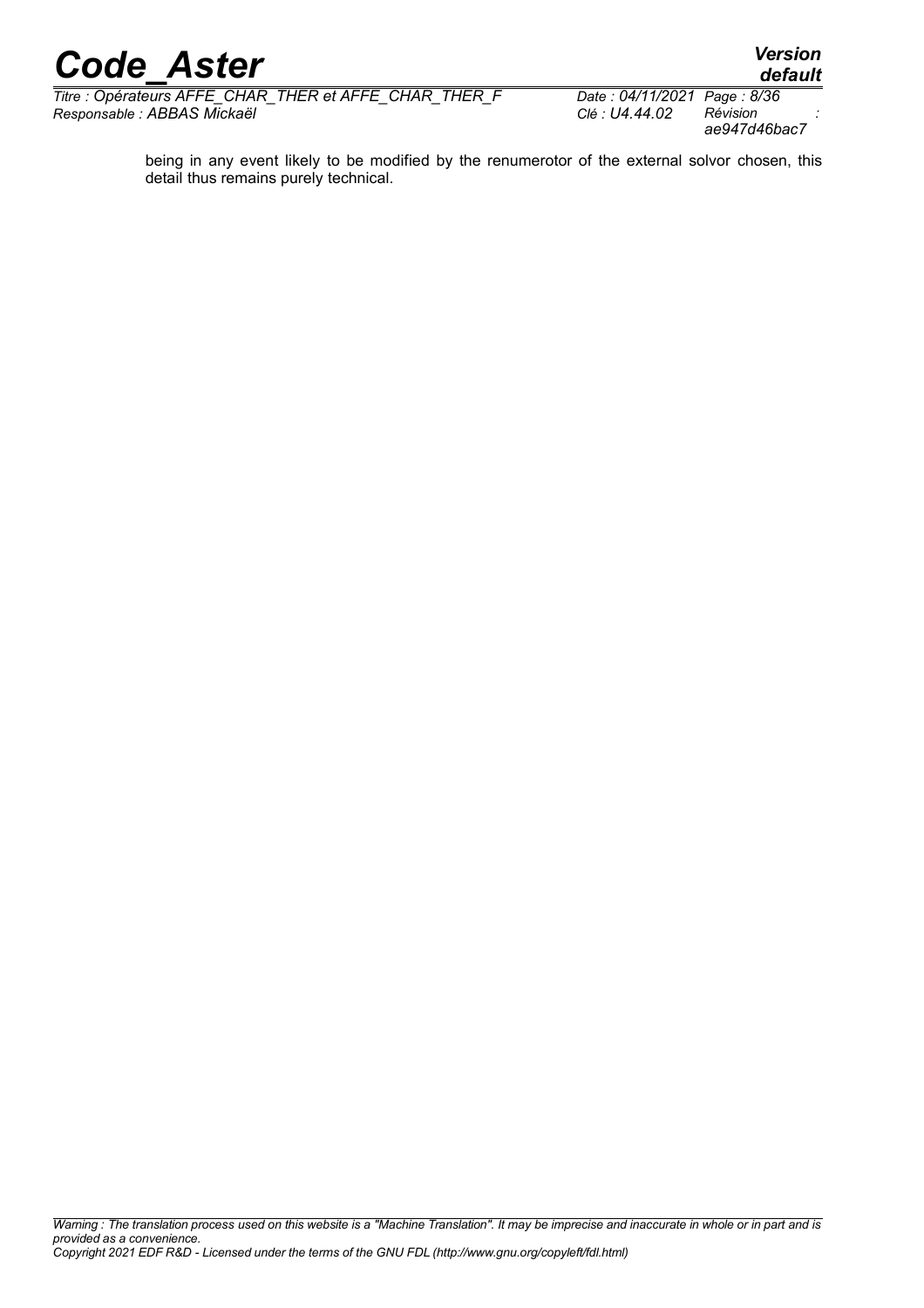being in any event likely to be modified by the renumerotor of the external solvor chosen, this detail thus remains purely technical.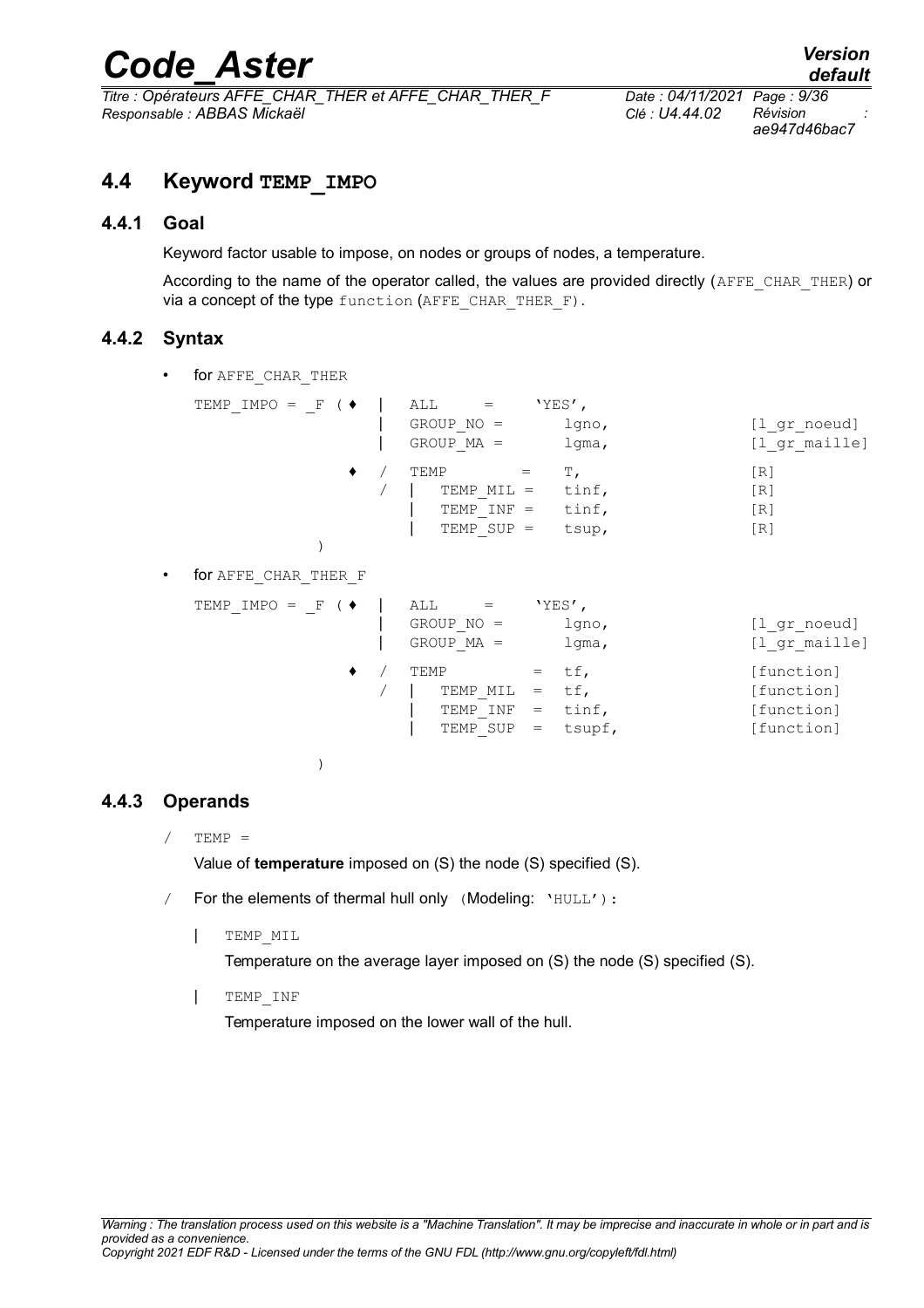## 4.4 Keyword TEMP_IMPO

### 4.4.1 Goal

Keyword factor usable to impose, on nodes or groups of nodes, a temperature.

According to the name of the operator called, the values are provided directly (AFFE_CHAR_THER) or via a concept of the type function (AFFE_CHAR_THER_F).

### 4.4.2 Syntax

- for AFFE_CHAR_THER

```
TEMP_IMPO = _F (♦  |  ALL      =     'YES',
                   |  GROUP_NO =        lgno,              [l_gr_noeud]
                   |  GROUP_MA =        lgma,              [l_gr_maille]
                ♦  /  TEMP        =    T,                  [R]
                   /  |  TEMP_MIL =    tinf,               [R]
                      |  TEMP_INF =    tinf,               [R]
                      |  TEMP_SUP =    tsup,               [R]
              )
```

- for AFFE_CHAR_THER_F

```
TEMP_IMPO = _F (♦  |  ALL      =     'YES',
                   |  GROUP_NO =        lgno,              [l_gr_noeud]
                   |  GROUP_MA =        lgma,              [l_gr_maille]
                ♦  /  TEMP         =  tf,                  [function]
                   /  |  TEMP_MIL  =  tf,                  [function]
                      |  TEMP_INF  =  tinf,                [function]
                      |  TEMP_SUP  =  tsupf,               [function]

              )
```

### 4.4.3 Operands

/ TEMP =

Value of **temperature** imposed on (S) the node (S) specified (S).

/ For the elements of thermal hull only (Modeling: 'HULL'):

| TEMP_MIL

Temperature on the average layer imposed on (S) the node (S) specified (S).

| TEMP_INF

Temperature imposed on the lower wall of the hull.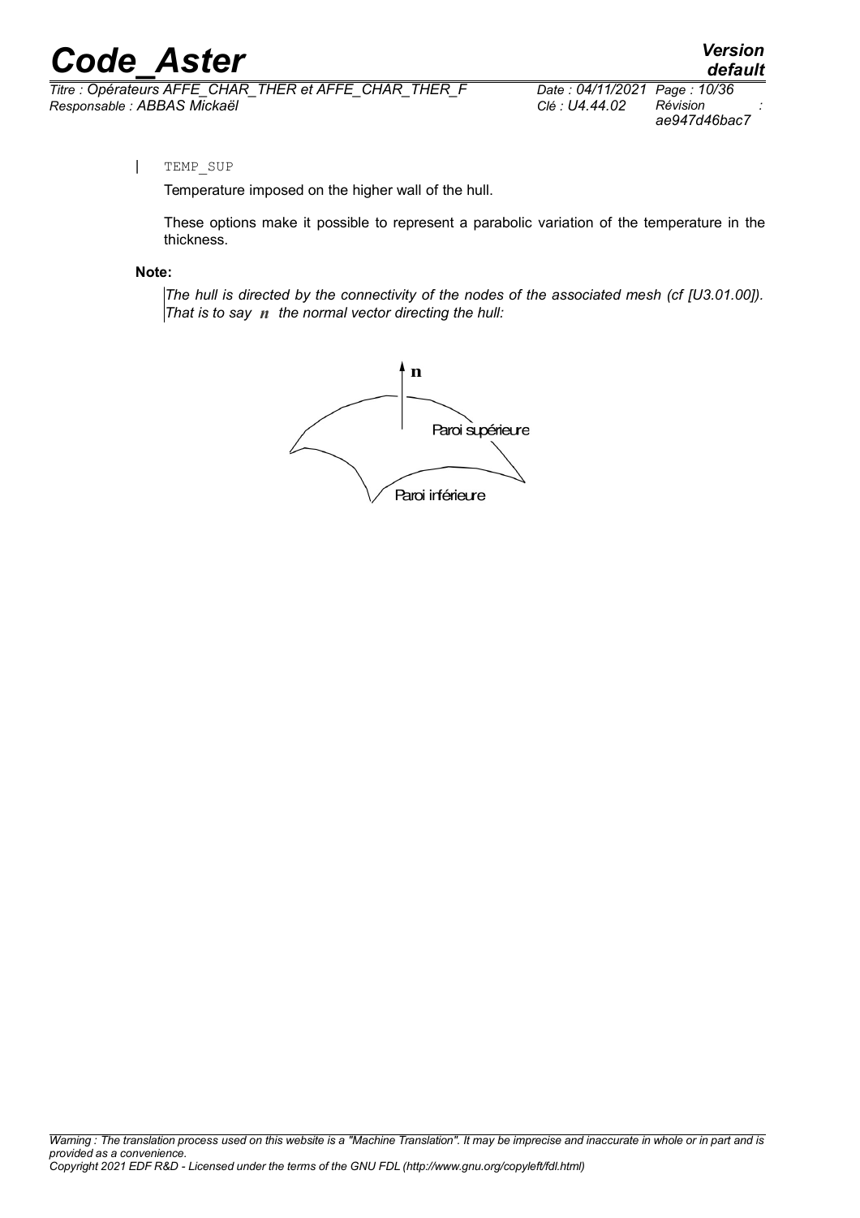| TEMP_SUP

Temperature imposed on the higher wall of the hull.

These options make it possible to represent a parabolic variation of the temperature in the thickness.

**Note:**

*The hull is directed by the connectivity of the nodes of the associated mesh (cf [U3.01.00]). That is to say $n$ the normal vector directing the hull:*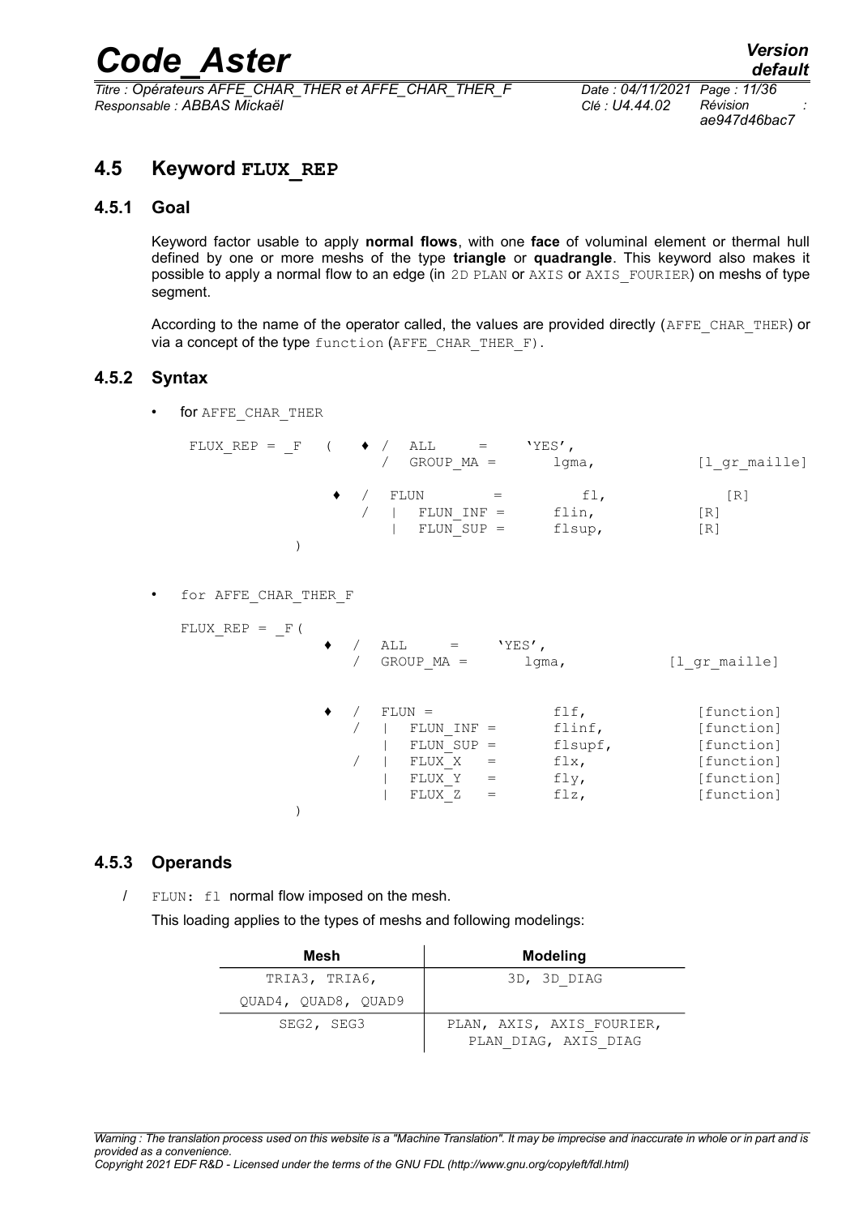## 4.5 Keyword FLUX_REP

### 4.5.1 Goal

Keyword factor usable to apply **normal flows**, with one **face** of voluminal element or thermal hull defined by one or more meshs of the type **triangle** or **quadrangle**. This keyword also makes it possible to apply a normal flow to an edge (in 2D PLAN or AXIS or AXIS_FOURIER) on meshs of type segment.

According to the name of the operator called, the values are provided directly (AFFE_CHAR_THER) or via a concept of the type function (AFFE_CHAR_THER_F).

### 4.5.2 Syntax

- for AFFE_CHAR_THER

```
FLUX_REP = _F   (   ♦ /  ALL      =     'YES',
                      /  GROUP_MA =       lgma,           [l_gr_maille]

                  ♦  /  FLUN        =         fl,            [R]
                     /  |  FLUN_INF =      flin,           [R]
                        |  FLUN_SUP =      flsup,          [R]
            )
```

- for AFFE_CHAR_THER_F

```
FLUX_REP = _F(
                 ♦  /  ALL      =     'YES',
                    /  GROUP_MA =      lgma,           [l_gr_maille]


                 ♦  /  FLUN =             flf,            [function]
                    /  |  FLUN_INF =      flinf,          [function]
                       |  FLUN_SUP =      flsupf,         [function]
                    /  |  FLUX_X   =      flx,            [function]
                       |  FLUX_Y   =      fly,            [function]
                       |  FLUX_Z   =      flz,            [function]
            )
```

### 4.5.3 Operands

/ FLUN: fl normal flow imposed on the mesh.

This loading applies to the types of meshs and following modelings:

| Mesh | Modeling |
|---|---|
| TRIA3, TRIA6, QUAD4, QUAD8, QUAD9 | 3D, 3D_DIAG |
| SEG2, SEG3 | PLAN, AXIS, AXIS_FOURIER, PLAN_DIAG, AXIS_DIAG |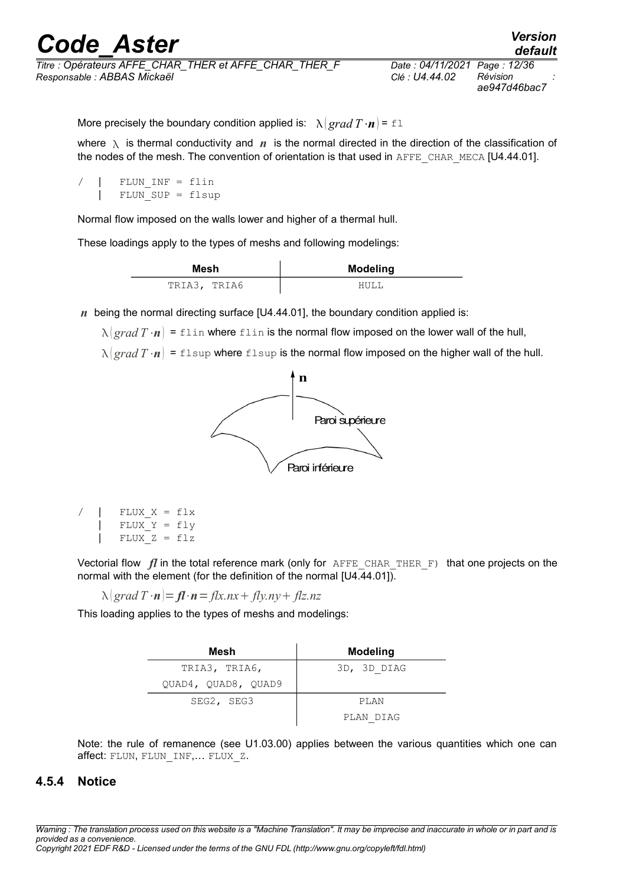More precisely the boundary condition applied is: $\lambda(\textit{grad}\,T \cdot \boldsymbol{n})$ = fl

where $\lambda$ is thermal conductivity and $\boldsymbol{n}$ is the normal directed in the direction of the classification of the nodes of the mesh. The convention of orientation is that used in AFFE_CHAR_MECA [U4.44.01].

```
/  |  FLUN_INF = flin
   |  FLUN_SUP = flsup
```

Normal flow imposed on the walls lower and higher of a thermal hull.

These loadings apply to the types of meshs and following modelings:

| Mesh | Modeling |
|---|---|
| TRIA3, TRIA6 | HULL |

$\boldsymbol{n}$ being the normal directing surface [U4.44.01], the boundary condition applied is:

$\lambda(\textit{grad}\,T \cdot \boldsymbol{n})$ = flin where flin is the normal flow imposed on the lower wall of the hull,

$\lambda(\textit{grad}\,T \cdot \boldsymbol{n})$ = flsup where flsup is the normal flow imposed on the higher wall of the hull.

```
/  |  FLUX_X = flx
   |  FLUX_Y = fly
   |  FLUX_Z = flz
```

Vectorial flow $\boldsymbol{fl}$ in the total reference mark (only for AFFE_CHAR_THER_F) that one projects on the normal with the element (for the definition of the normal [U4.44.01]).

$$\lambda(\textit{grad}\,T \cdot \boldsymbol{n}) = \boldsymbol{fl} \cdot \boldsymbol{n} = flx.nx + fly.ny + flz.nz$$

This loading applies to the types of meshs and modelings:

| Mesh | Modeling |
|---|---|
| TRIA3, TRIA6, QUAD4, QUAD8, QUAD9 | 3D, 3D_DIAG |
| SEG2, SEG3 | PLAN PLAN_DIAG |

Note: the rule of remanence (see U1.03.00) applies between the various quantities which one can affect: FLUN, FLUN_INF,… FLUX_Z.

### 4.5.4 Notice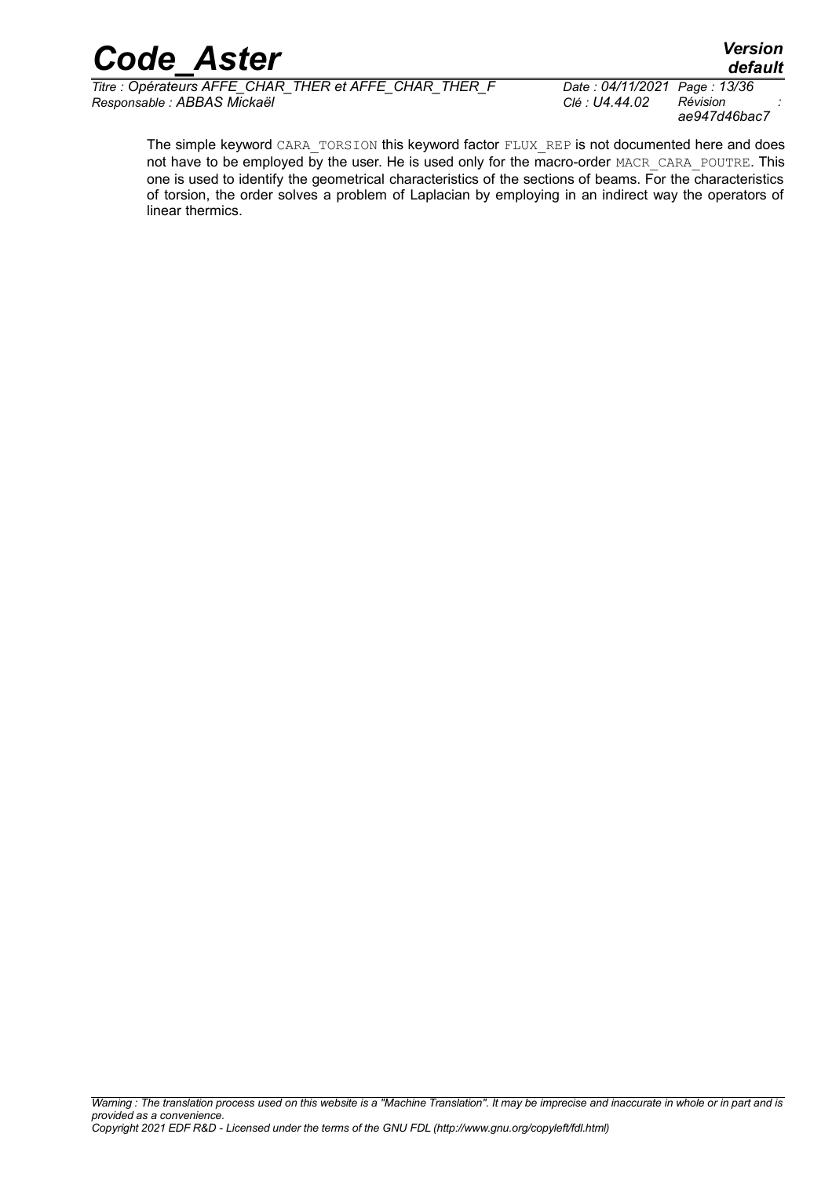The simple keyword CARA_TORSION this keyword factor FLUX_REP is not documented here and does not have to be employed by the user. He is used only for the macro-order MACR_CARA_POUTRE. This one is used to identify the geometrical characteristics of the sections of beams. For the characteristics of torsion, the order solves a problem of Laplacian by employing in an indirect way the operators of linear thermics.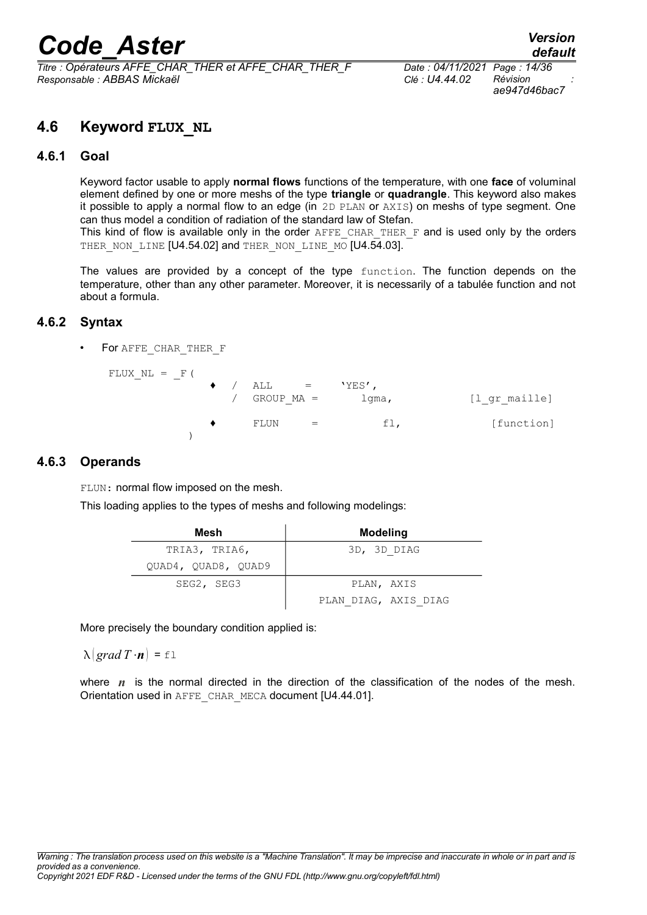## 4.6 Keyword FLUX_NL

### 4.6.1 Goal

Keyword factor usable to apply **normal flows** functions of the temperature, with one **face** of voluminal element defined by one or more meshs of the type **triangle** or **quadrangle**. This keyword also makes it possible to apply a normal flow to an edge (in 2D PLAN or AXIS) on meshs of type segment. One can thus model a condition of radiation of the standard law of Stefan.

This kind of flow is available only in the order AFFE_CHAR_THER_F and is used only by the orders THER_NON_LINE [U4.54.02] and THER_NON_LINE_MO [U4.54.03].

The values are provided by a concept of the type function. The function depends on the temperature, other than any other parameter. Moreover, it is necessarily of a tabulée function and not about a formula.

### 4.6.2 Syntax

- For AFFE_CHAR_THER_F

```
FLUX_NL = _F (
          ♦  / ALL      =   'YES',
             / GROUP_MA =     lgma,          [l_gr_maille]

          ♦    FLUN     =       fl,              [function]
      )
```

### 4.6.3 Operands

FLUN: normal flow imposed on the mesh.

This loading applies to the types of meshs and following modelings:

| Mesh | Modeling |
|---|---|
| TRIA3, TRIA6, QUAD4, QUAD8, QUAD9 | 3D, 3D_DIAG |
| SEG2, SEG3 | PLAN, AXIS PLAN_DIAG, AXIS_DIAG |

More precisely the boundary condition applied is:

$\lambda (grad\, T \cdot \boldsymbol{n}) =$ fl

where $\boldsymbol{n}$ is the normal directed in the direction of the classification of the nodes of the mesh. Orientation used in AFFE_CHAR_MECA document [U4.44.01].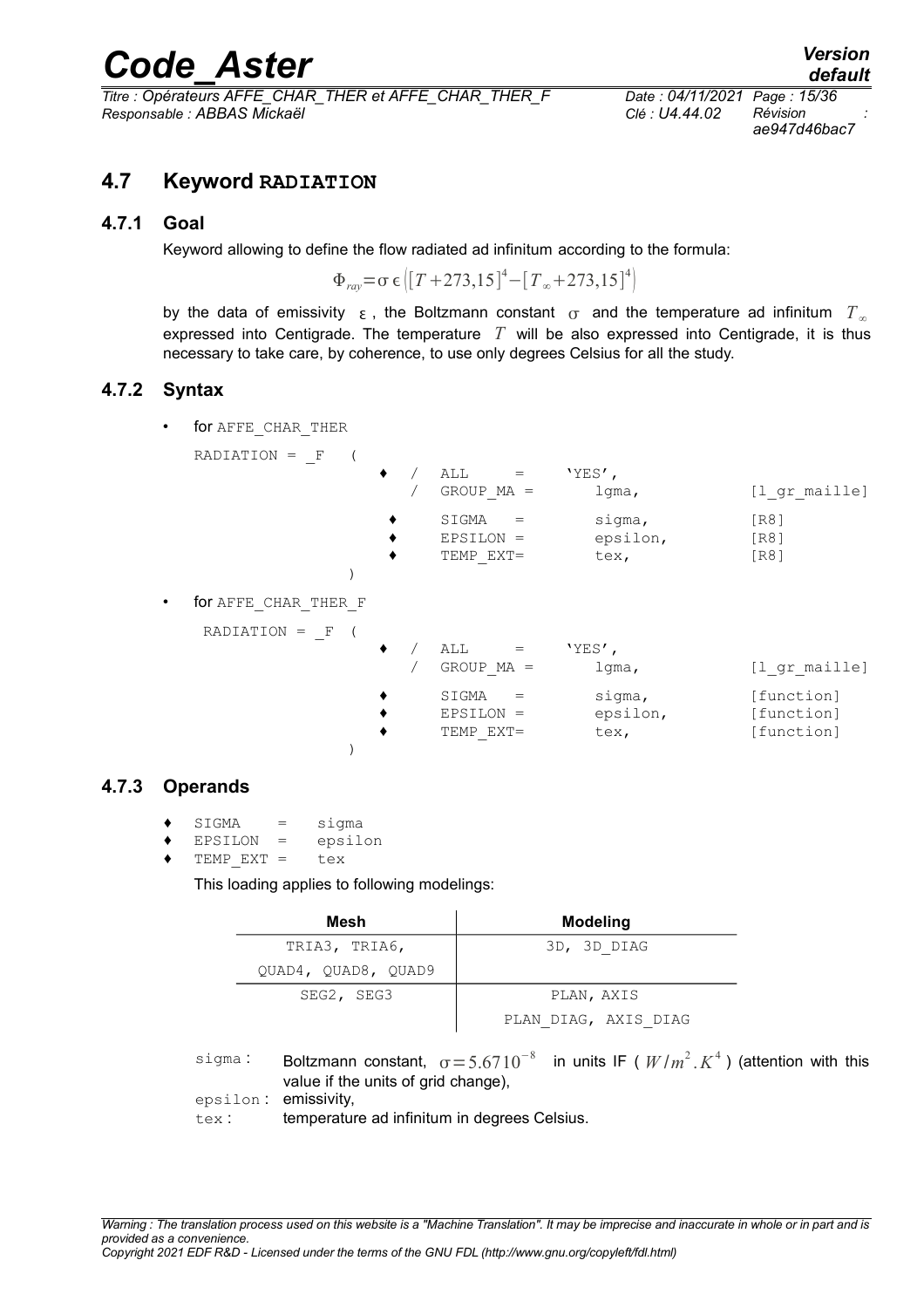## 4.7 Keyword RADIATION

### 4.7.1 Goal

Keyword allowing to define the flow radiated ad infinitum according to the formula:

$$\Phi_{ray} = \sigma \epsilon \left( [T + 273,15]^4 - [T_\infty + 273,15]^4 \right)$$

by the data of emissivity $\epsilon$, the Boltzmann constant $\sigma$ and the temperature ad infinitum $T_\infty$ expressed into Centigrade. The temperature $T$ will be also expressed into Centigrade, it is thus necessary to take care, by coherence, to use only degrees Celsius for all the study.

### 4.7.2 Syntax

- for AFFE_CHAR_THER

```
RADIATION = _F  (
                ♦  /  ALL      =    'YES',
                   /  GROUP_MA =      lgma,          [l_gr_maille]
                ♦     SIGMA    =      sigma,         [R8]
                ♦     EPSILON =       epsilon,       [R8]
                ♦     TEMP_EXT=       tex,           [R8]
              )
```

- for AFFE_CHAR_THER_F

```
RADIATION = _F  (
                ♦  /  ALL      =    'YES',
                   /  GROUP_MA =      lgma,          [l_gr_maille]
                ♦     SIGMA    =      sigma,         [function]
                ♦     EPSILON =       epsilon,       [function]
                ♦     TEMP_EXT=       tex,           [function]
              )
```

### 4.7.3 Operands

```
♦  SIGMA    =   sigma
♦  EPSILON  =   epsilon
♦  TEMP_EXT =   tex
```

This loading applies to following modelings:

| Mesh | Modeling |
|---|---|
| TRIA3, TRIA6, QUAD4, QUAD8, QUAD9 | 3D, 3D_DIAG |
| SEG2, SEG3 | PLAN, AXIS PLAN_DIAG, AXIS_DIAG |

sigma : Boltzmann constant, $\sigma = 5.67 10^{-8}$ in units IF ( $W/m^2.K^4$ ) (attention with this value if the units of grid change),

epsilon : emissivity,

tex : temperature ad infinitum in degrees Celsius.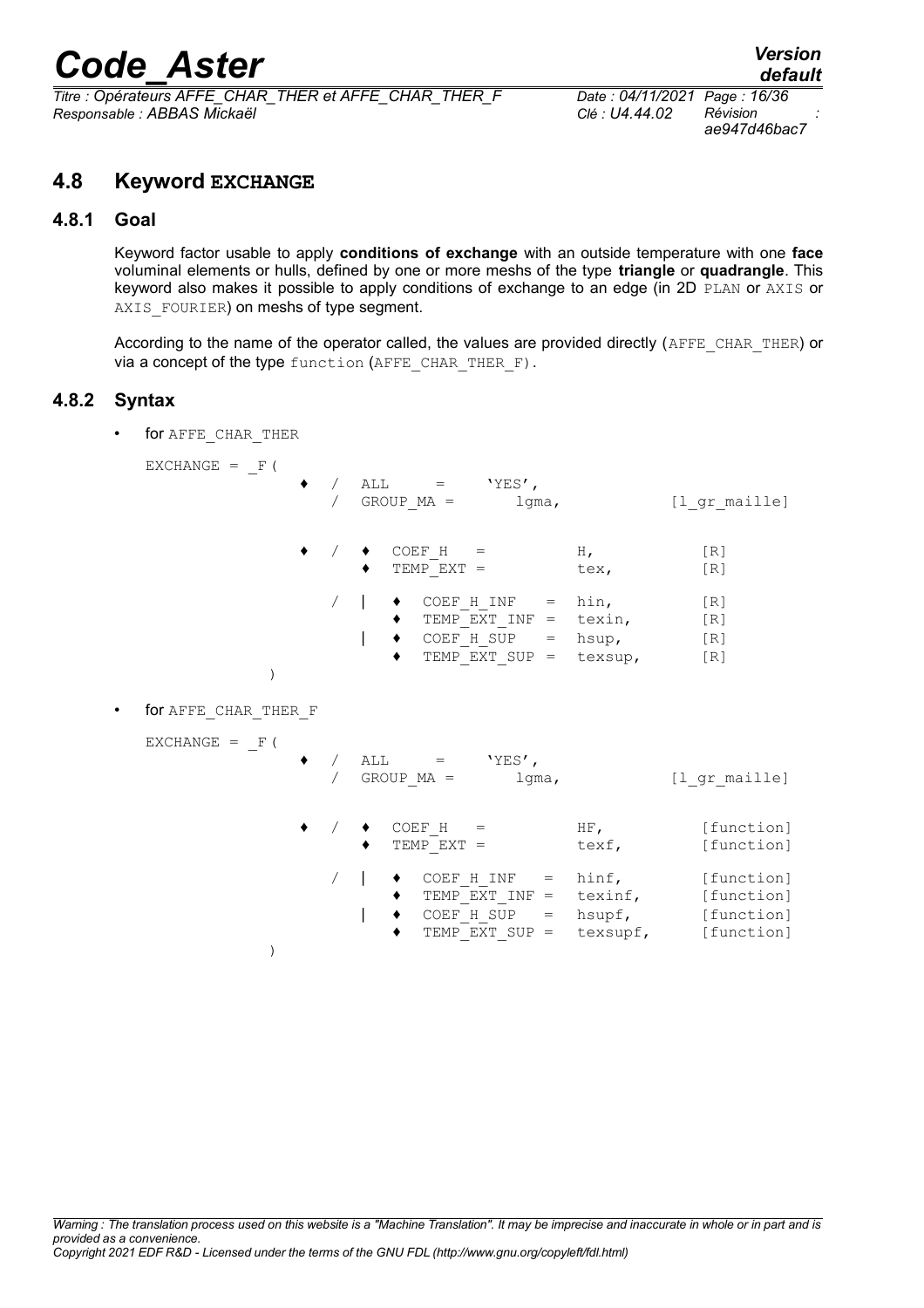## 4.8 Keyword EXCHANGE

### 4.8.1 Goal

Keyword factor usable to apply **conditions of exchange** with an outside temperature with one **face** voluminal elements or hulls, defined by one or more meshs of the type **triangle** or **quadrangle**. This keyword also makes it possible to apply conditions of exchange to an edge (in 2D PLAN or AXIS or AXIS_FOURIER) on meshs of type segment.

According to the name of the operator called, the values are provided directly (AFFE_CHAR_THER) or via a concept of the type function (AFFE_CHAR_THER_F).

### 4.8.2 Syntax

- for AFFE_CHAR_THER

```
EXCHANGE = _F (
            ♦  /  ALL      =     'YES',
               /  GROUP_MA =        lgma,              [l_gr_maille]

            ♦  /  ♦  COEF_H   =           H,             [R]
                  ♦  TEMP_EXT =           tex,           [R]

               /  |  ♦  COEF_H_INF   =  hin,             [R]
                     ♦  TEMP_EXT_INF =  texin,           [R]
                  |  ♦  COEF_H_SUP   =  hsup,            [R]
                     ♦  TEMP_EXT_SUP =  texsup,          [R]
          )
```

- for AFFE_CHAR_THER_F

```
EXCHANGE = _F (
            ♦  /  ALL      =     'YES',
               /  GROUP_MA =        lgma,              [l_gr_maille]

            ♦  /  ♦  COEF_H   =           HF,            [function]
                  ♦  TEMP_EXT =           texf,          [function]

               /  |  ♦  COEF_H_INF   =  hinf,            [function]
                     ♦  TEMP_EXT_INF =  texinf,          [function]
                  |  ♦  COEF_H_SUP   =  hsupf,           [function]
                     ♦  TEMP_EXT_SUP =  texsupf,         [function]
          )
```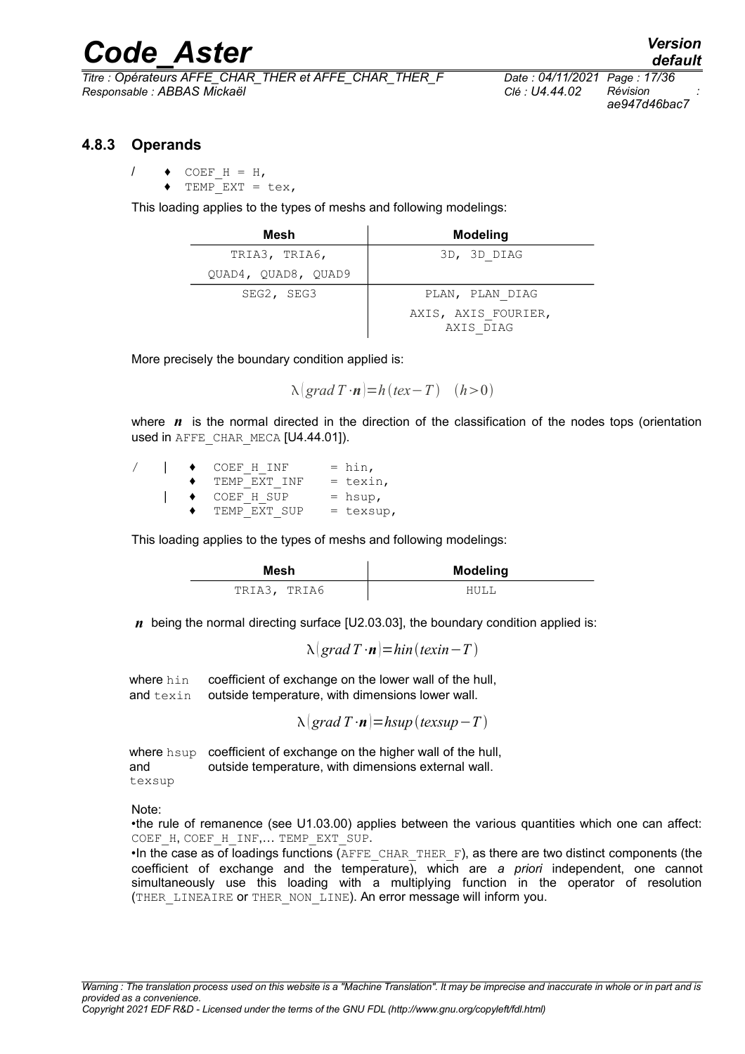### 4.8.3 Operands

```
/   ♦  COEF_H = H,
    ♦  TEMP_EXT = tex,
```

This loading applies to the types of meshs and following modelings:

| Mesh | Modeling |
|---|---|
| TRIA3, TRIA6, QUAD4, QUAD8, QUAD9 | 3D, 3D_DIAG |
| SEG2, SEG3 | PLAN, PLAN_DIAG<br>AXIS, AXIS_FOURIER, AXIS_DIAG |

More precisely the boundary condition applied is:

$$\lambda(grad\, T \cdot \boldsymbol{n}) = h(tex - T) \quad (h > 0)$$

where $\boldsymbol{n}$ is the normal directed in the direction of the classification of the nodes tops (orientation used in AFFE_CHAR_MECA [U4.44.01]).

```
/   |  ♦  COEF_H_INF     = hin,
       ♦  TEMP_EXT_INF   = texin,
    |  ♦  COEF_H_SUP     = hsup,
       ♦  TEMP_EXT_SUP   = texsup,
```

This loading applies to the types of meshs and following modelings:

| Mesh | Modeling |
|---|---|
| TRIA3, TRIA6 | HULL |

$\boldsymbol{n}$ being the normal directing surface [U2.03.03], the boundary condition applied is:

$$\lambda(grad\, T \cdot \boldsymbol{n}) = hin(texin - T)$$

where hin coefficient of exchange on the lower wall of the hull,
and texin outside temperature, with dimensions lower wall.

$$\lambda(grad\, T \cdot \boldsymbol{n}) = hsup(texsup - T)$$

where hsup coefficient of exchange on the higher wall of the hull,
and texsup outside temperature, with dimensions external wall.

Note:

- the rule of remanence (see U1.03.00) applies between the various quantities which one can affect: COEF_H, COEF_H_INF,… TEMP_EXT_SUP.
- In the case as of loadings functions (AFFE_CHAR_THER_F), as there are two distinct components (the coefficient of exchange and the temperature), which are *a priori* independent, one cannot simultaneously use this loading with a multiplying function in the operator of resolution (THER_LINEAIRE or THER_NON_LINE). An error message will inform you.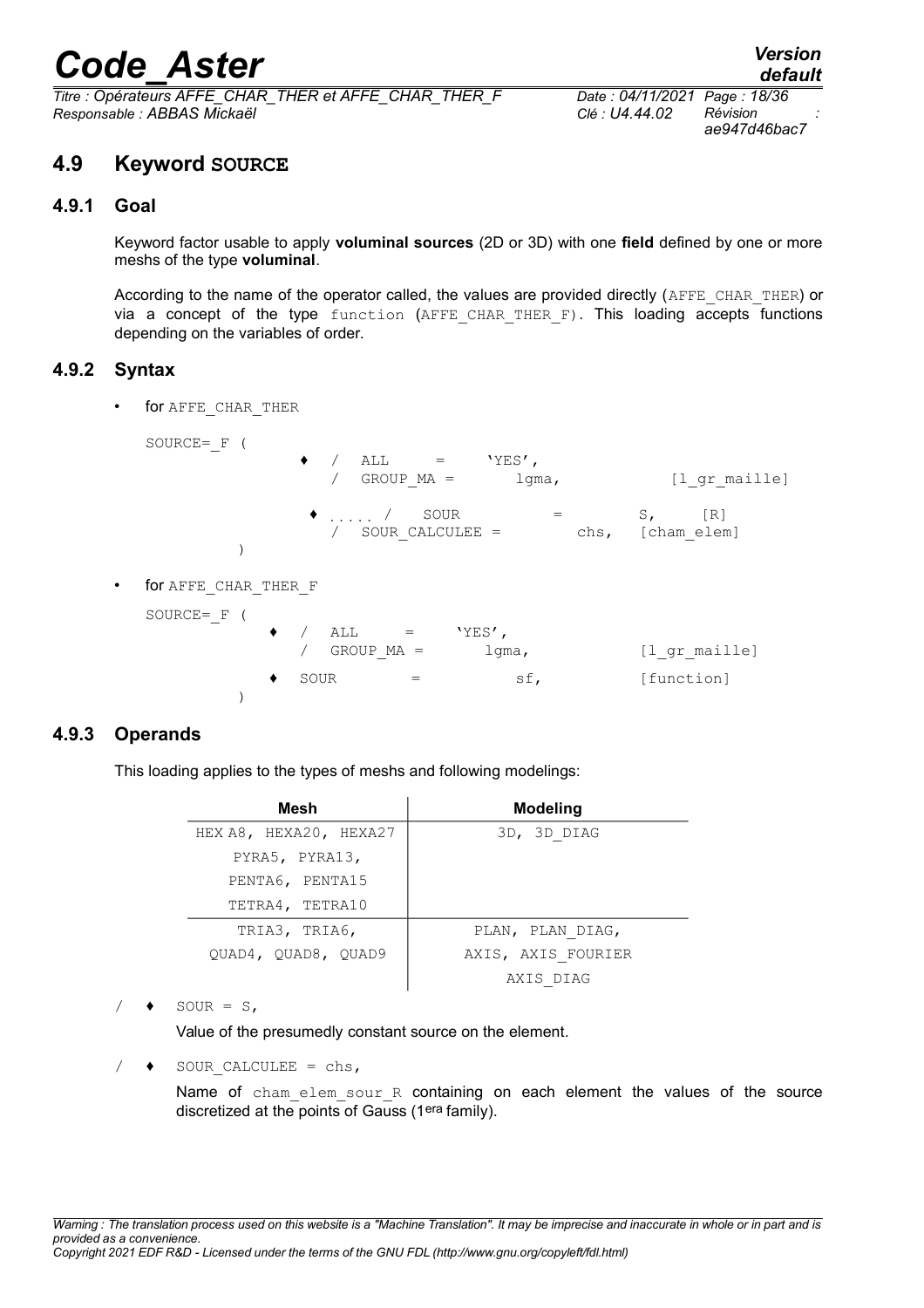## 4.9 Keyword SOURCE

### 4.9.1 Goal

Keyword factor usable to apply **voluminal sources** (2D or 3D) with one **field** defined by one or more meshs of the type **voluminal**.

According to the name of the operator called, the values are provided directly (AFFE_CHAR_THER) or via a concept of the type function (AFFE_CHAR_THER_F). This loading accepts functions depending on the variables of order.

### 4.9.2 Syntax

- for AFFE_CHAR_THER

```
SOURCE=_F (
            ♦  /  ALL      =     'YES',
               /  GROUP_MA =       lgma,            [l_gr_maille]

            ♦ ..... /   SOUR          =         S,     [R]
               /  SOUR_CALCULEE =          chs,   [cham_elem]
          )
```

- for AFFE_CHAR_THER_F

```
SOURCE=_F (
          ♦  /  ALL      =     'YES',
             /  GROUP_MA =       lgma,            [l_gr_maille]

          ♦  SOUR        =          sf,           [function]
          )
```

### 4.9.3 Operands

This loading applies to the types of meshs and following modelings:

| Mesh | Modeling |
|---|---|
| HEX A8, HEXA20, HEXA27 | 3D, 3D_DIAG |
| PYRA5, PYRA13, | |
| PENTA6, PENTA15 | |
| TETRA4, TETRA10 | |
| TRIA3, TRIA6, | PLAN, PLAN_DIAG, |
| QUAD4, QUAD8, QUAD9 | AXIS, AXIS_FOURIER |
| | AXIS_DIAG |

/ ♦ SOUR = S,

Value of the presumedly constant source on the element.

/ ♦ SOUR_CALCULEE = chs,

Name of cham_elem_sour_R containing on each element the values of the source discretized at the points of Gauss (1era family).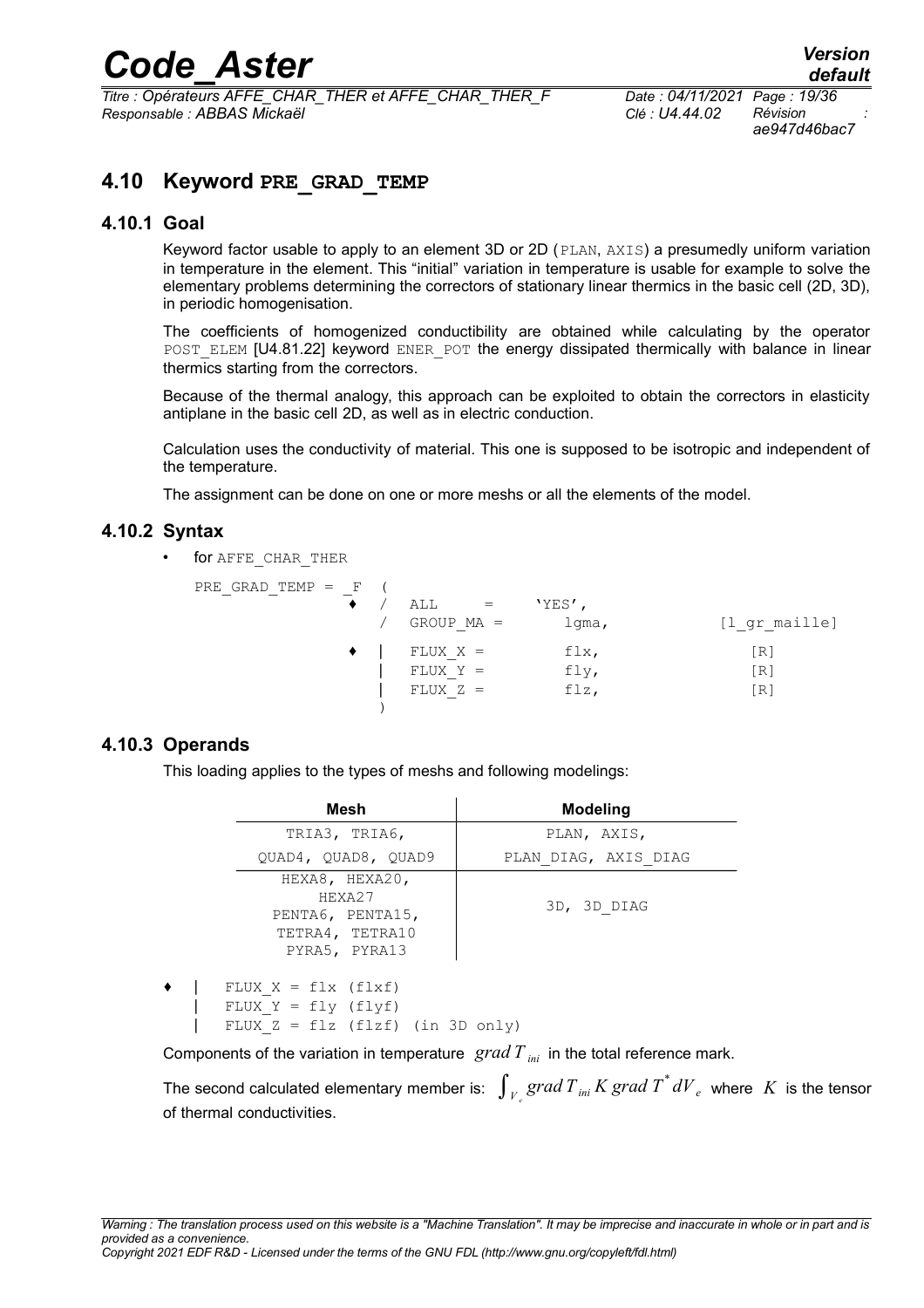## 4.10 Keyword PRE_GRAD_TEMP

### 4.10.1 Goal

Keyword factor usable to apply to an element 3D or 2D (PLAN, AXIS) a presumedly uniform variation in temperature in the element. This "initial" variation in temperature is usable for example to solve the elementary problems determining the correctors of stationary linear thermics in the basic cell (2D, 3D), in periodic homogenisation.

The coefficients of homogenized conductibility are obtained while calculating by the operator POST_ELEM [U4.81.22] keyword ENER_POT the energy dissipated thermically with balance in linear thermics starting from the correctors.

Because of the thermal analogy, this approach can be exploited to obtain the correctors in elasticity antiplane in the basic cell 2D, as well as in electric conduction.

Calculation uses the conductivity of material. This one is supposed to be isotropic and independent of the temperature.

The assignment can be done on one or more meshs or all the elements of the model.

### 4.10.2 Syntax

- for AFFE_CHAR_THER

```
PRE_GRAD_TEMP = _F  (
                ♦  /  ALL      =     'YES',
                   /  GROUP_MA =      lgma,              [l_gr_maille]
                ♦  |  FLUX_X =        flx,                  [R]
                   |  FLUX_Y =        fly,                  [R]
                   |  FLUX_Z =        flz,                  [R]
                    )
```

### 4.10.3 Operands

This loading applies to the types of meshs and following modelings:

| Mesh | Modeling |
|---|---|
| TRIA3, TRIA6,<br>QUAD4, QUAD8, QUAD9 | PLAN, AXIS,<br>PLAN_DIAG, AXIS_DIAG |
| HEXA8, HEXA20, HEXA27<br>PENTA6, PENTA15,<br>TETRA4, TETRA10<br>PYRA5, PYRA13 | 3D, 3D_DIAG |

```
♦  |  FLUX_X = flx (flxf)
   |  FLUX_Y = fly (flyf)
   |  FLUX_Z = flz (flzf) (in 3D only)
```

Components of the variation in temperature $grad\,T_{ini}$ in the total reference mark.

The second calculated elementary member is: $\int_{V_e} grad\,T_{ini}\,K\,grad\,T^{*}\,dV_e$ where $K$ is the tensor of thermal conductivities.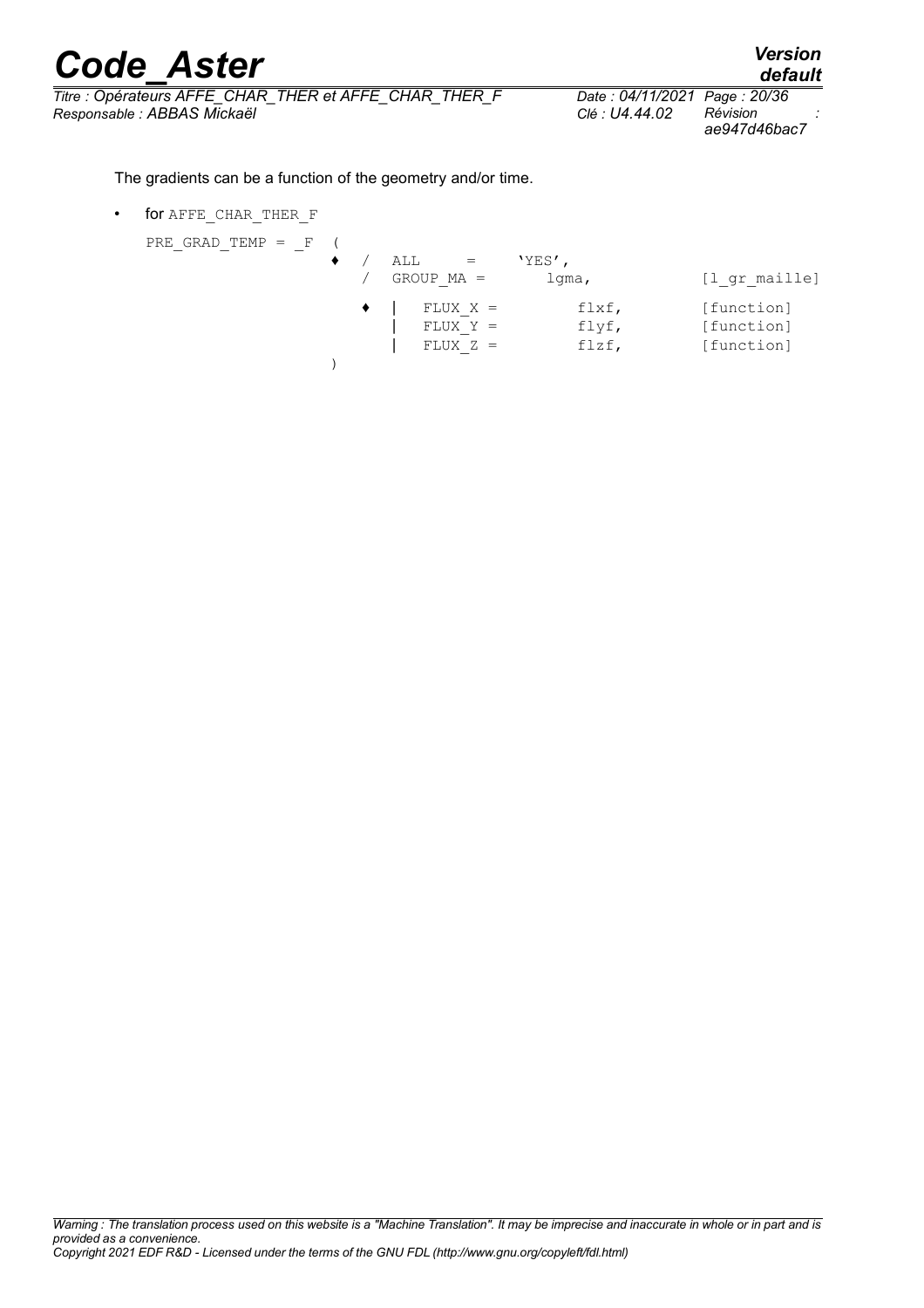The gradients can be a function of the geometry and/or time.

- for AFFE_CHAR_THER_F

```
PRE_GRAD_TEMP = _F  (
                      ♦  /  ALL      =     'YES',
                         /  GROUP_MA =      lgma,          [l_gr_maille]
                      ♦  |  FLUX_X =        flxf,          [function]
                         |  FLUX_Y =        flyf,          [function]
                         |  FLUX_Z =        flzf,          [function]
                    )
```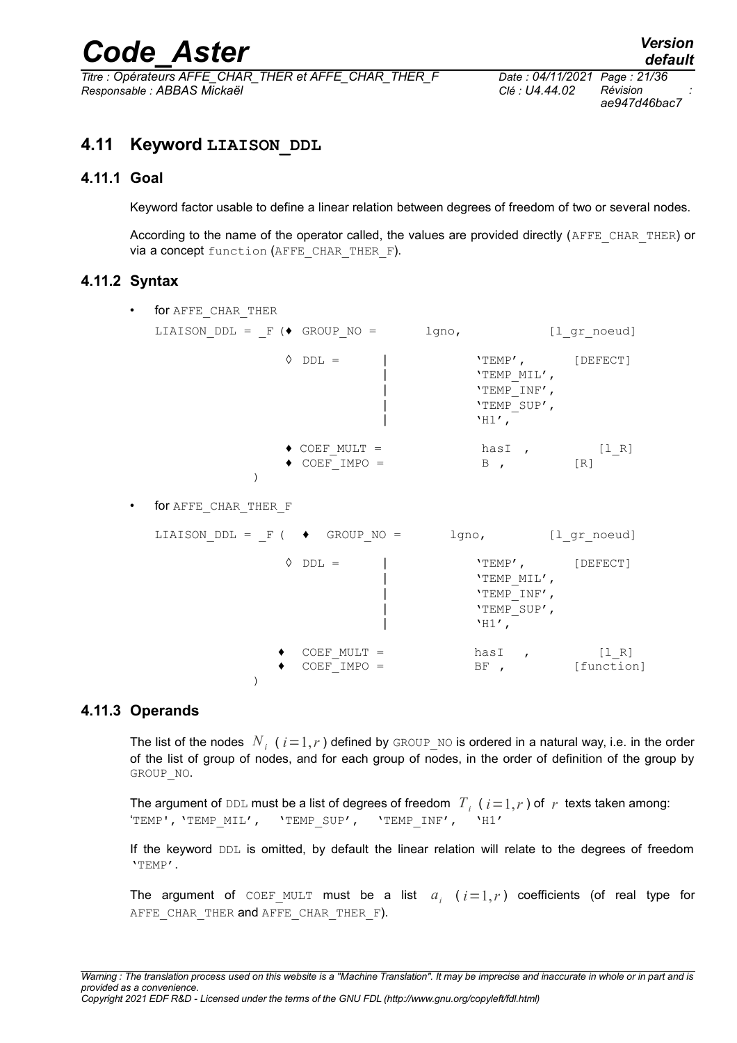## 4.11 Keyword LIAISON_DDL

### 4.11.1 Goal

Keyword factor usable to define a linear relation between degrees of freedom of two or several nodes.

According to the name of the operator called, the values are provided directly (AFFE_CHAR_THER) or via a concept function (AFFE_CHAR_THER_F).

### 4.11.2 Syntax

- for AFFE_CHAR_THER

```
LIAISON_DDL = _F (♦ GROUP_NO =       lgno,            [l_gr_noeud]

                ◊ DDL =      |            'TEMP',      [DEFECT]
                             |            'TEMP_MIL',
                             |            'TEMP_INF',
                             |            'TEMP_SUP',
                             |            'H1',

                ♦ COEF_MULT =              hasI  ,         [l_R]
                ♦ COEF_IMPO =              B  ,         [R]
            )
```

- for AFFE_CHAR_THER_F

```
LIAISON_DDL = _F (  ♦  GROUP_NO =       lgno,         [l_gr_noeud]

                ◊ DDL =      |            'TEMP',      [DEFECT]
                             |            'TEMP_MIL',
                             |            'TEMP_INF',
                             |            'TEMP_SUP',
                             |            'H1',

               ♦  COEF_MULT =            hasI   ,         [l_R]
               ♦  COEF_IMPO =            BF ,         [function]
            )
```

### 4.11.3 Operands

The list of the nodes $N_i$ ( $i=1,r$ ) defined by GROUP_NO is ordered in a natural way, i.e. in the order of the list of group of nodes, and for each group of nodes, in the order of definition of the group by GROUP_NO.

The argument of DDL must be a list of degrees of freedom $T_i$ ( $i=1,r$ ) of $r$ texts taken among: 'TEMP', 'TEMP_MIL', 'TEMP_SUP', 'TEMP_INF', 'H1'

If the keyword DDL is omitted, by default the linear relation will relate to the degrees of freedom 'TEMP'.

The argument of COEF_MULT must be a list $a_i$ ( $i=1,r$ ) coefficients (of real type for AFFE_CHAR_THER and AFFE_CHAR_THER_F).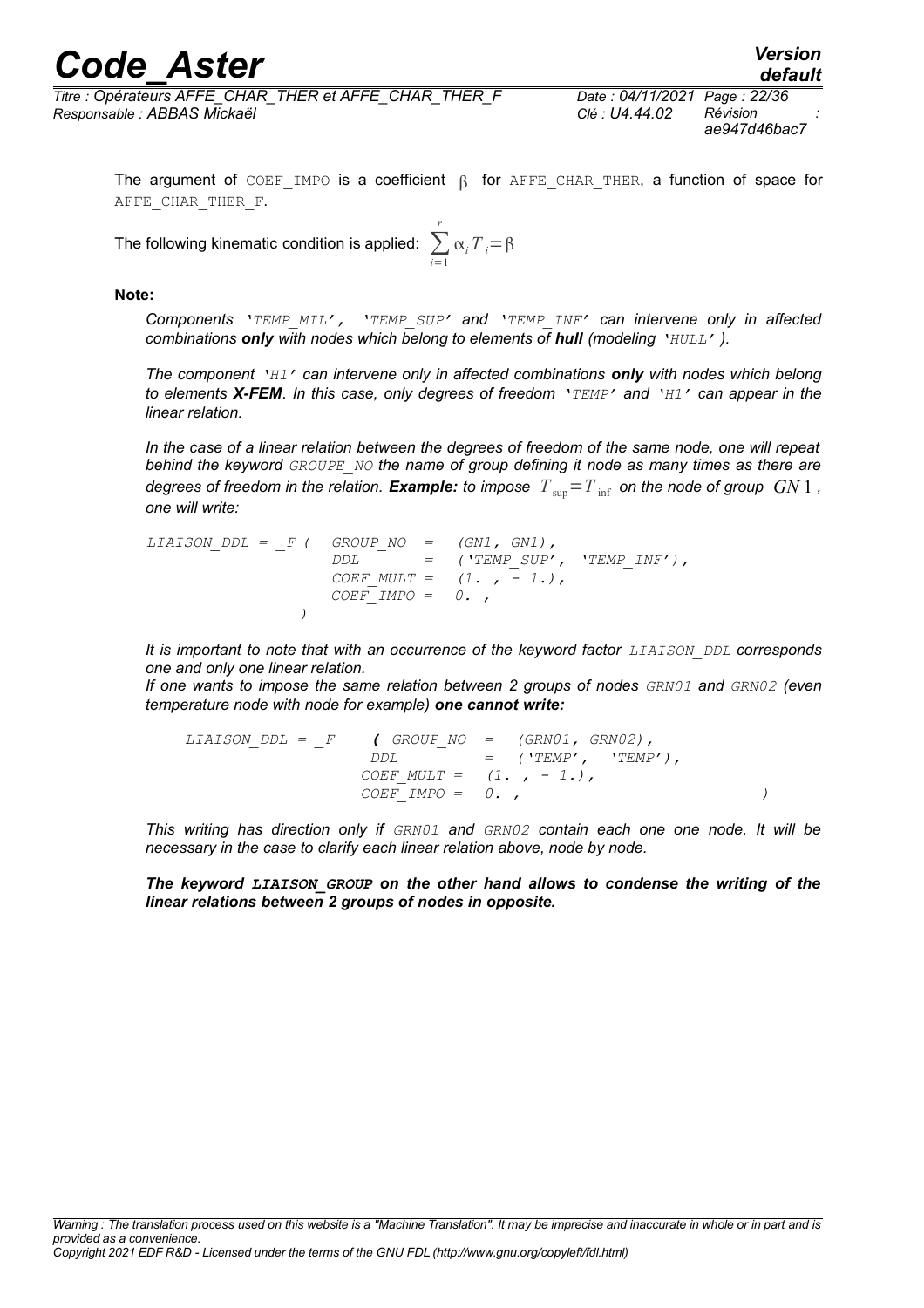The argument of `COEF_IMPO` is a coefficient $\beta$ for `AFFE_CHAR_THER`, a function of space for `AFFE_CHAR_THER_F`.

The following kinematic condition is applied: $\sum_{i=1}^{r} \alpha_i T_i = \beta$

**Note:**

*Components 'TEMP_MIL', 'TEMP_SUP' and 'TEMP_INF' can intervene only in affected combinations* ***only*** *with nodes which belong to elements of* ***hull*** *(modeling 'HULL' ).*

*The component 'H1' can intervene only in affected combinations* ***only*** *with nodes which belong to elements* ***X-FEM****. In this case, only degrees of freedom 'TEMP' and 'H1' can appear in the linear relation.*

*In the case of a linear relation between the degrees of freedom of the same node, one will repeat behind the keyword GROUPE_NO the name of group defining it node as many times as there are degrees of freedom in the relation.* ***Example:*** *to impose $T_{\sup} = T_{\inf}$ on the node of group $GN1$, one will write:*

```
LIAISON_DDL = _F (  GROUP_NO  =  (GN1, GN1),
                    DDL       =  ('TEMP_SUP', 'TEMP_INF'),
                    COEF_MULT =  (1. , - 1.),
                    COEF_IMPO =  0. ,
                 )
```

*It is important to note that with an occurrence of the keyword factor LIAISON_DDL corresponds one and only one linear relation.*

*If one wants to impose the same relation between 2 groups of nodes GRN01 and GRN02 (even temperature node with node for example)* ***one cannot write:***

```
LIAISON_DDL = _F     ( GROUP_NO  =  (GRN01, GRN02),
                      DDL        =  ('TEMP',  'TEMP'),
                     COEF_MULT =   (1. , - 1.),
                     COEF_IMPO =   0. ,                      )
```

*This writing has direction only if GRN01 and GRN02 contain each one one node. It will be necessary in the case to clarify each linear relation above, node by node.*

***The keyword LIAISON_GROUP on the other hand allows to condense the writing of the linear relations between 2 groups of nodes in opposite.***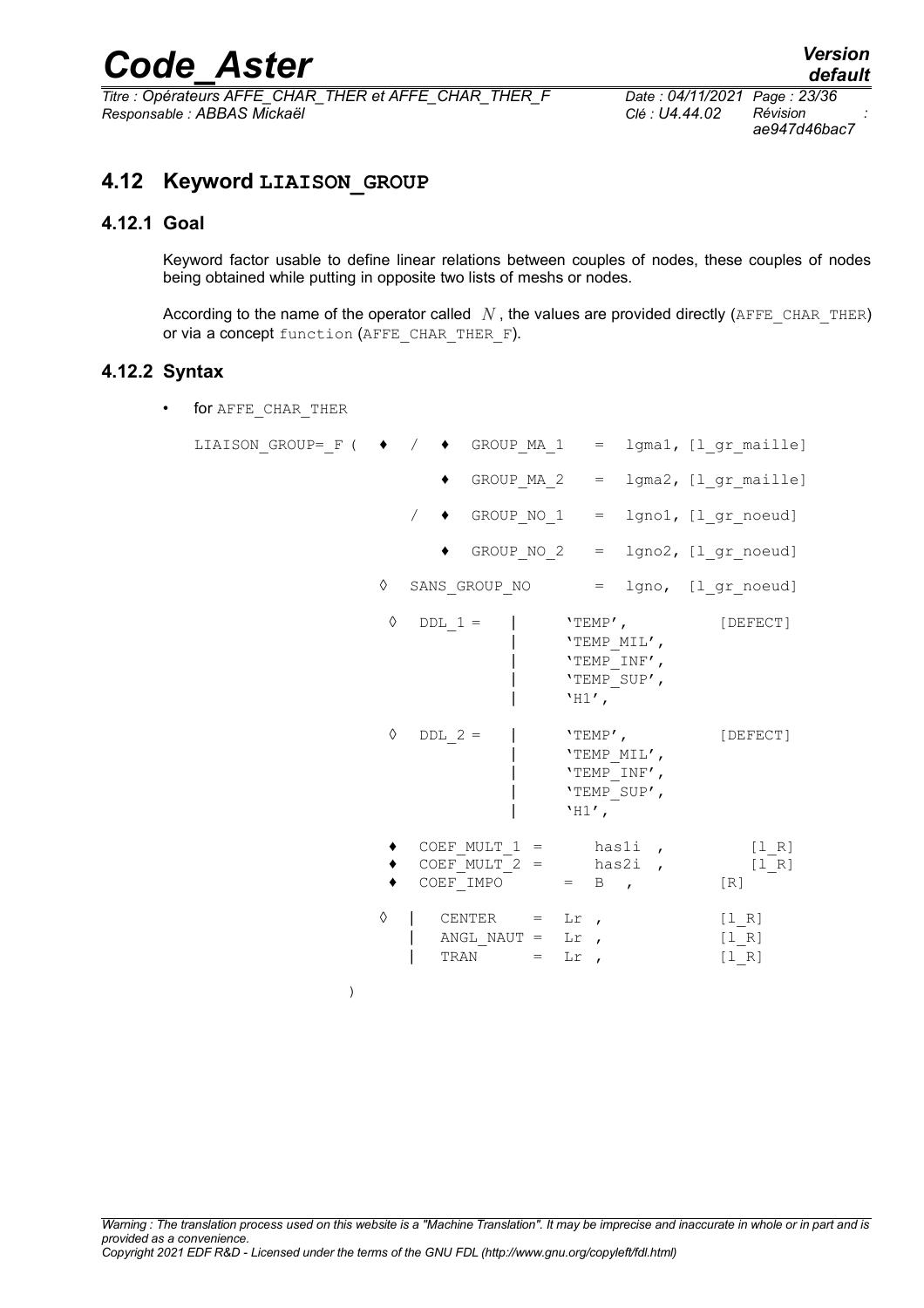## 4.12 Keyword LIAISON_GROUP

### 4.12.1 Goal

Keyword factor usable to define linear relations between couples of nodes, these couples of nodes being obtained while putting in opposite two lists of meshs or nodes.

According to the name of the operator called $N$, the values are provided directly (AFFE_CHAR_THER) or via a concept function (AFFE_CHAR_THER_F).

### 4.12.2 Syntax

- for AFFE_CHAR_THER

```
LIAISON_GROUP=_F (  ♦  /  ♦  GROUP_MA_1   =  lgma1, [l_gr_maille]

                          ♦  GROUP_MA_2   =  lgma2, [l_gr_maille]

                       /  ♦  GROUP_NO_1   =  lgno1, [l_gr_noeud]

                          ♦  GROUP_NO_2   =  lgno2, [l_gr_noeud]

                    ◊  SANS_GROUP_NO      =  lgno,  [l_gr_noeud]

                     ◊  DDL_1 =   |     'TEMP',          [DEFECT]
                                  |     'TEMP_MIL',
                                  |     'TEMP_INF',
                                  |     'TEMP_SUP',
                                  |     'H1',

                     ◊  DDL_2 =   |     'TEMP',          [DEFECT]
                                  |     'TEMP_MIL',
                                  |     'TEMP_INF',
                                  |     'TEMP_SUP',
                                  |     'H1',

                     ♦  COEF_MULT_1 =      has1i  ,          [l_R]
                     ♦  COEF_MULT_2 =      has2i  ,          [l_R]
                     ♦  COEF_IMPO      =  B  ,              [R]

                    ◊  |  CENTER    =  Lr ,                 [l_R]
                       |  ANGL_NAUT =  Lr ,                 [l_R]
                       |  TRAN      =  Lr ,                 [l_R]

                  )
```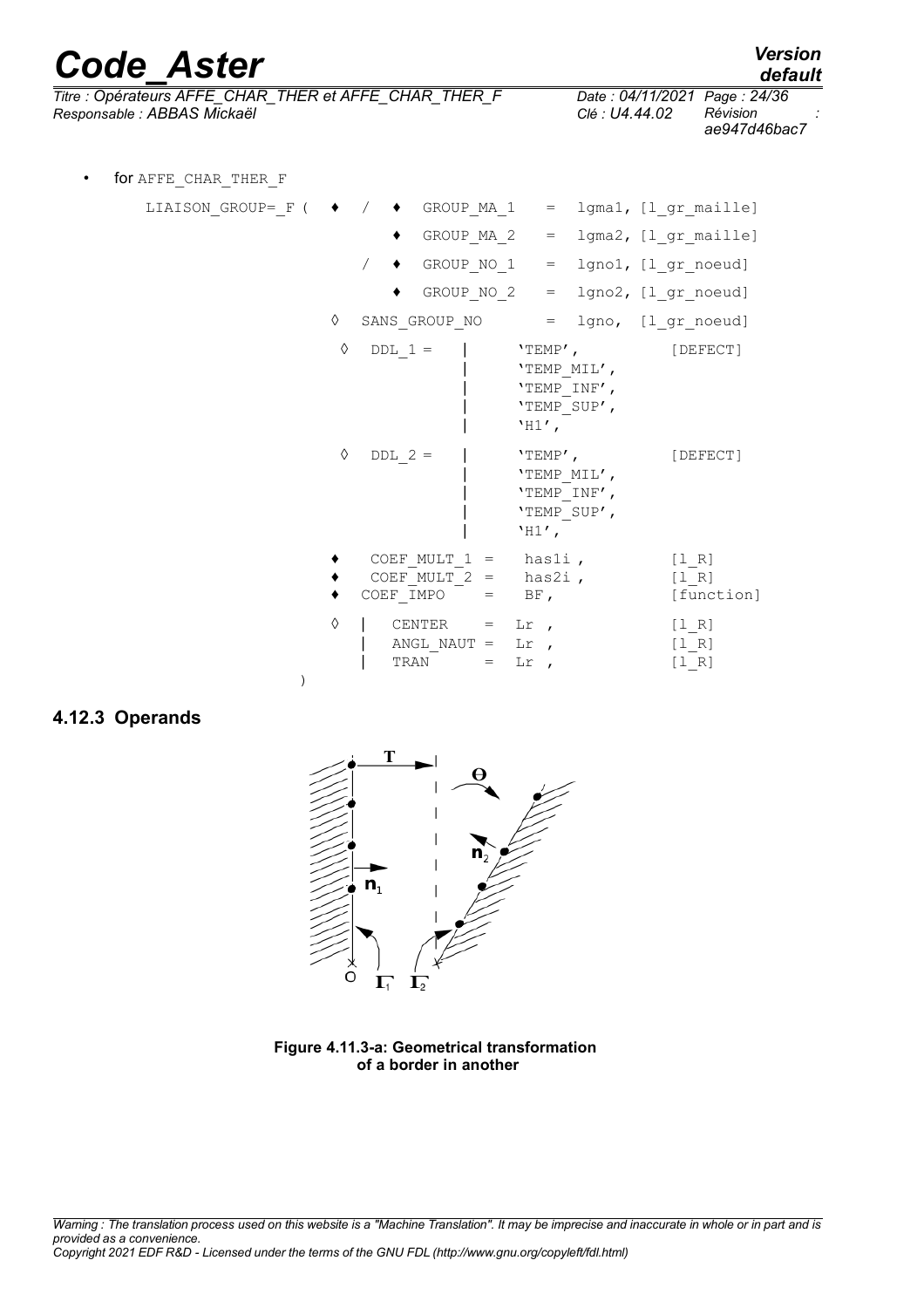- for AFFE_CHAR_THER_F

```
LIAISON_GROUP=_F (  ♦  /  ♦  GROUP_MA_1   =  lgma1, [l_gr_maille]
                          ♦  GROUP_MA_2   =  lgma2, [l_gr_maille]
                       /  ♦  GROUP_NO_1   =  lgno1, [l_gr_noeud]
                          ♦  GROUP_NO_2   =  lgno2, [l_gr_noeud]
                    ◊  SANS_GROUP_NO      =  lgno,  [l_gr_noeud]
                    ◊  DDL_1 =    |    'TEMP',           [DEFECT]
                                  |    'TEMP_MIL',
                                  |    'TEMP_INF',
                                  |    'TEMP_SUP',
                                  |    'H1',
                    ◊  DDL_2 =    |    'TEMP',           [DEFECT]
                                  |    'TEMP_MIL',
                                  |    'TEMP_INF',
                                  |    'TEMP_SUP',
                                  |    'H1',
                    ♦  COEF_MULT_1 =  has1i ,            [l_R]
                    ♦  COEF_MULT_2 =  has2i ,            [l_R]
                    ♦  COEF_IMPO   =  BF,                [function]
                    ◊  |  CENTER     =  Lr ,             [l_R]
                       |  ANGL_NAUT =  Lr ,              [l_R]
                       |  TRAN       =  Lr ,             [l_R]
                 )
```

### 4.12.3 Operands

Figure 4.11.3-a: Geometrical transformation of a border in another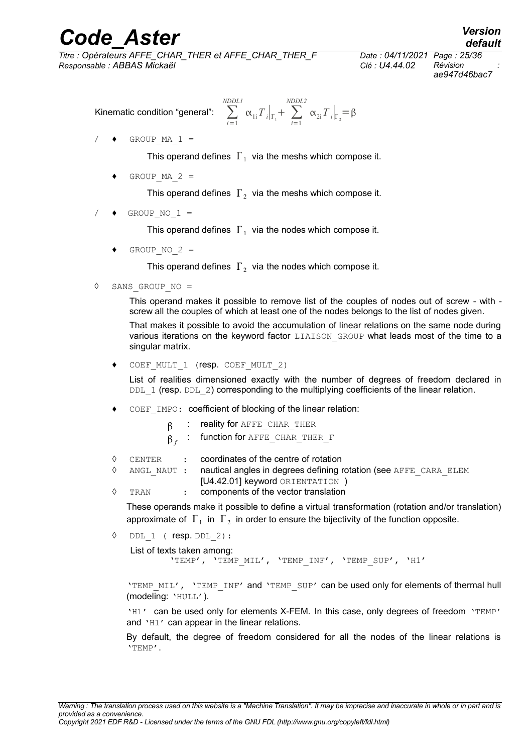Kinematic condition "general": $\sum_{i=1}^{NDDL1} \alpha_{1i} T_i\big|_{\Gamma_1} + \sum_{i=1}^{NDDL2} \alpha_{2i} T_i\big|_{\Gamma_2} = \beta$

/ ♦ GROUP_MA_1 =

This operand defines $\Gamma_1$ via the meshs which compose it.

♦ GROUP_MA_2 =

This operand defines $\Gamma_2$ via the meshs which compose it.

/ ♦ GROUP_NO_1 =

This operand defines $\Gamma_1$ via the nodes which compose it.

♦ GROUP_NO_2 =

This operand defines $\Gamma_2$ via the nodes which compose it.

◊ SANS_GROUP_NO =

This operand makes it possible to remove list of the couples of nodes out of screw - with - screw all the couples of which at least one of the nodes belongs to the list of nodes given.

That makes it possible to avoid the accumulation of linear relations on the same node during various iterations on the keyword factor LIAISON_GROUP what leads most of the time to a singular matrix.

♦ COEF_MULT_1 (resp. COEF_MULT_2)

List of realities dimensioned exactly with the number of degrees of freedom declared in DDL_1 (resp. DDL_2) corresponding to the multiplying coefficients of the linear relation.

♦ COEF_IMPO: coefficient of blocking of the linear relation:

$\beta$ : reality for AFFE_CHAR_THER

$\beta_f$ : function for AFFE_CHAR_THER_F

◊ CENTER : coordinates of the centre of rotation

◊ ANGL_NAUT : nautical angles in degrees defining rotation (see AFFE_CARA_ELEM [U4.42.01] keyword ORIENTATION )

◊ TRAN : components of the vector translation

These operands make it possible to define a virtual transformation (rotation and/or translation) approximate of $\Gamma_1$ in $\Gamma_2$ in order to ensure the bijectivity of the function opposite.

◊ DDL_1 ( resp. DDL_2):

List of texts taken among:
'TEMP', 'TEMP_MIL', 'TEMP_INF', 'TEMP_SUP', 'H1'

'TEMP_MIL', 'TEMP_INF' and 'TEMP_SUP' can be used only for elements of thermal hull (modeling: 'HULL').

'H1' can be used only for elements X-FEM. In this case, only degrees of freedom 'TEMP' and 'H1' can appear in the linear relations.

By default, the degree of freedom considered for all the nodes of the linear relations is 'TEMP'.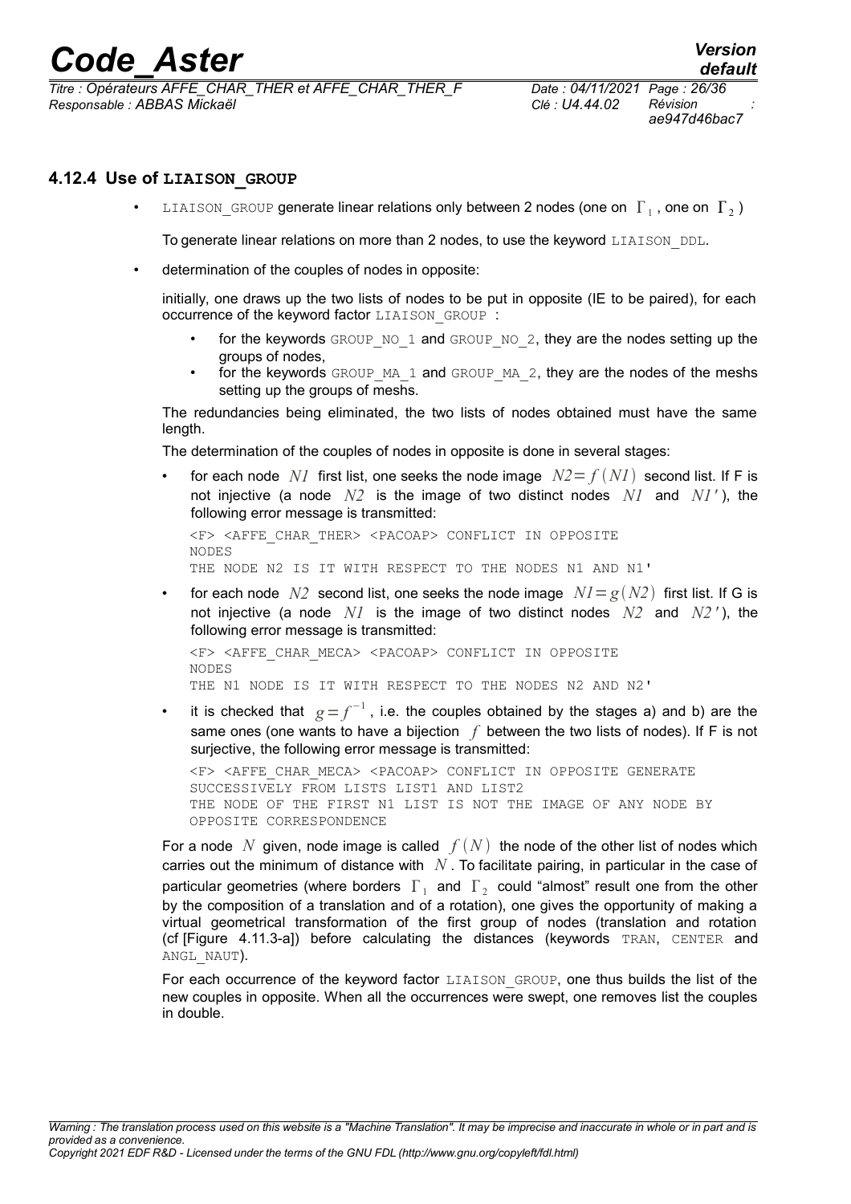### 4.12.4 Use of LIAISON_GROUP

- LIAISON_GROUP generate linear relations only between 2 nodes (one on $\Gamma_1$, one on $\Gamma_2$)

  To generate linear relations on more than 2 nodes, to use the keyword LIAISON_DDL.

- determination of the couples of nodes in opposite:

  initially, one draws up the two lists of nodes to be put in opposite (IE to be paired), for each occurrence of the keyword factor LIAISON_GROUP :

  - for the keywords GROUP_NO_1 and GROUP_NO_2, they are the nodes setting up the groups of nodes,
  - for the keywords GROUP_MA_1 and GROUP_MA_2, they are the nodes of the meshs setting up the groups of meshs.

  The redundancies being eliminated, the two lists of nodes obtained must have the same length.

  The determination of the couples of nodes in opposite is done in several stages:

  - for each node $N1$ first list, one seeks the node image $N2=f(N1)$ second list. If F is not injective (a node $N2$ is the image of two distinct nodes $N1$ and $N1'$), the following error message is transmitted:

```
<F> <AFFE_CHAR_THER> <PACOAP> CONFLICT IN OPPOSITE
NODES
THE NODE N2 IS IT WITH RESPECT TO THE NODES N1 AND N1'
```

  - for each node $N2$ second list, one seeks the node image $N1=g(N2)$ first list. If G is not injective (a node $N1$ is the image of two distinct nodes $N2$ and $N2'$), the following error message is transmitted:

```
<F> <AFFE_CHAR_MECA> <PACOAP> CONFLICT IN OPPOSITE
NODES
THE N1 NODE IS IT WITH RESPECT TO THE NODES N2 AND N2'
```

  - it is checked that $g=f^{-1}$, i.e. the couples obtained by the stages a) and b) are the same ones (one wants to have a bijection $f$ between the two lists of nodes). If F is not surjective, the following error message is transmitted:

```
<F> <AFFE_CHAR_MECA> <PACOAP> CONFLICT IN OPPOSITE GENERATE
SUCCESSIVELY FROM LISTS LIST1 AND LIST2
THE NODE OF THE FIRST N1 LIST IS NOT THE IMAGE OF ANY NODE BY
OPPOSITE CORRESPONDENCE
```

  For a node $N$ given, node image is called $f(N)$ the node of the other list of nodes which carries out the minimum of distance with $N$. To facilitate pairing, in particular in the case of particular geometries (where borders $\Gamma_1$ and $\Gamma_2$ could "almost" result one from the other by the composition of a translation and of a rotation), one gives the opportunity of making a virtual geometrical transformation of the first group of nodes (translation and rotation (cf [Figure 4.11.3-a]) before calculating the distances (keywords TRAN, CENTER and ANGL_NAUT).

  For each occurrence of the keyword factor LIAISON_GROUP, one thus builds the list of the new couples in opposite. When all the occurrences were swept, one removes list the couples in double.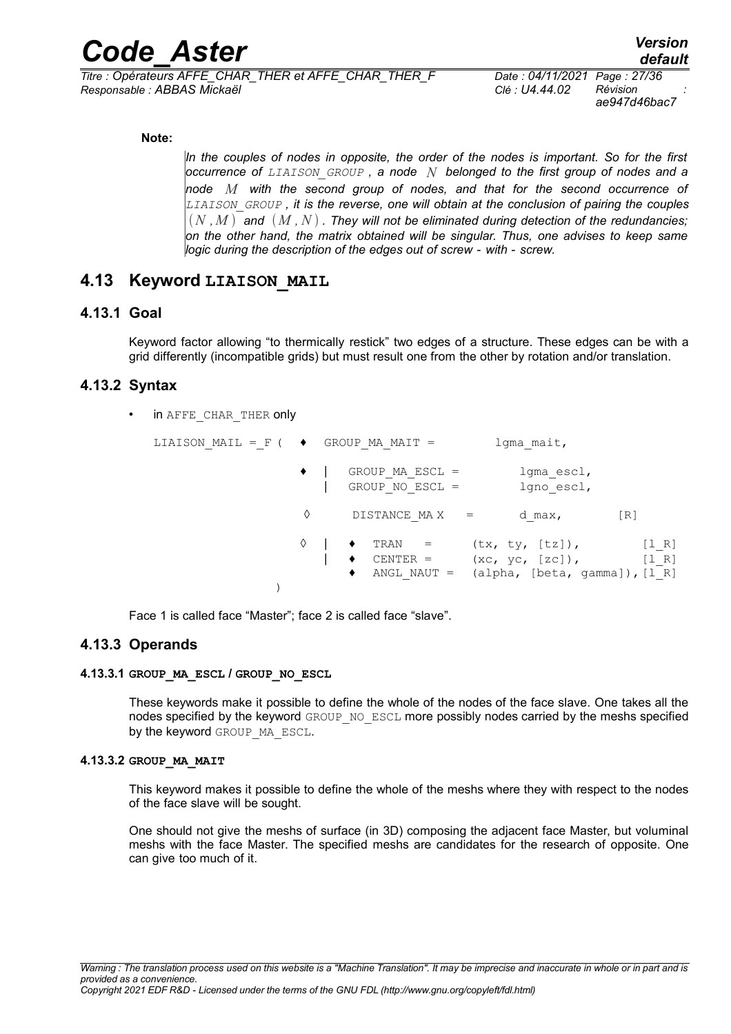**Note:**

*In the couples of nodes in opposite, the order of the nodes is important. So for the first occurrence of LIAISON_GROUP , a node $N$ belonged to the first group of nodes and a node $M$ with the second group of nodes, and that for the second occurrence of LIAISON_GROUP , it is the reverse, one will obtain at the conclusion of pairing the couples $(N, M)$ and $(M, N)$. They will not be eliminated during detection of the redundancies; on the other hand, the matrix obtained will be singular. Thus, one advises to keep same logic during the description of the edges out of screw - with - screw.*

## 4.13 Keyword LIAISON_MAIL

### 4.13.1 Goal

Keyword factor allowing "to thermically restick" two edges of a structure. These edges can be with a grid differently (incompatible grids) but must result one from the other by rotation and/or translation.

### 4.13.2 Syntax

- in AFFE_CHAR_THER only

```
LIAISON_MAIL =_F (  ♦  GROUP_MA_MAIT =        lgma_mait,

                    ♦  |  GROUP_MA_ESCL =        lgma_escl,
                       |  GROUP_NO_ESCL =        lgno_escl,

                    ◊     DISTANCE_MAX   =       d_max,          [R]

                    ◊  |  ♦  TRAN    =     (tx, ty, [tz]),              [l_R]
                       |  ♦  CENTER =      (xc, yc, [zc]),              [l_R]
                          ♦  ANGL_NAUT =   (alpha, [beta, gamma]),[l_R]
                  )
```

Face 1 is called face "Master"; face 2 is called face "slave".

### 4.13.3 Operands

#### 4.13.3.1 GROUP_MA_ESCL / GROUP_NO_ESCL

These keywords make it possible to define the whole of the nodes of the face slave. One takes all the nodes specified by the keyword GROUP_NO_ESCL more possibly nodes carried by the meshs specified by the keyword GROUP_MA_ESCL.

#### 4.13.3.2 GROUP_MA_MAIT

This keyword makes it possible to define the whole of the meshs where they with respect to the nodes of the face slave will be sought.

One should not give the meshs of surface (in 3D) composing the adjacent face Master, but voluminal meshs with the face Master. The specified meshs are candidates for the research of opposite. One can give too much of it.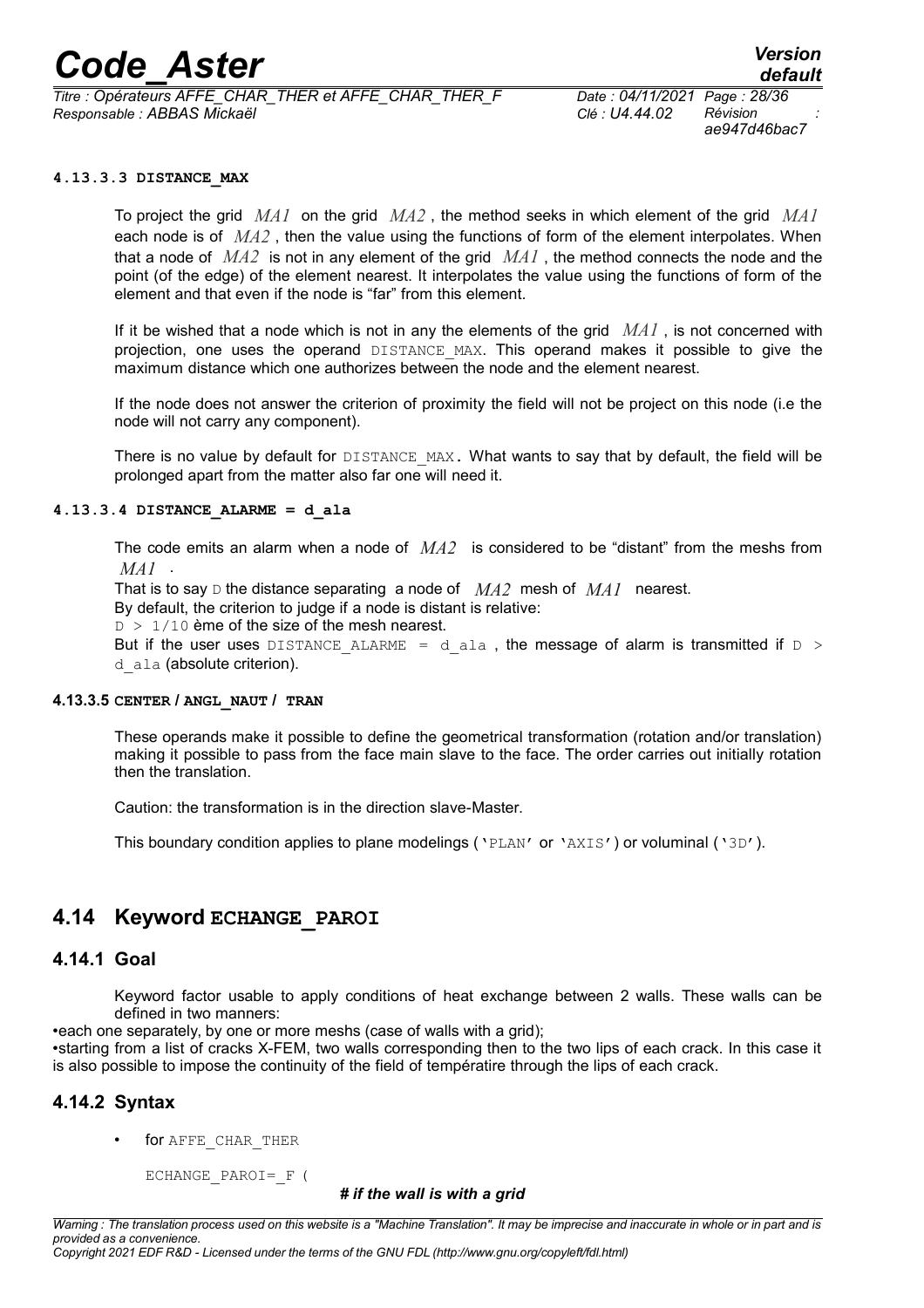#### 4.13.3.3 DISTANCE_MAX

To project the grid $MA1$ on the grid $MA2$, the method seeks in which element of the grid $MA1$ each node is of $MA2$, then the value using the functions of form of the element interpolates. When that a node of $MA2$ is not in any element of the grid $MA1$, the method connects the node and the point (of the edge) of the element nearest. It interpolates the value using the functions of form of the element and that even if the node is "far" from this element.

If it be wished that a node which is not in any the elements of the grid $MA1$, is not concerned with projection, one uses the operand DISTANCE_MAX. This operand makes it possible to give the maximum distance which one authorizes between the node and the element nearest.

If the node does not answer the criterion of proximity the field will not be project on this node (i.e the node will not carry any component).

There is no value by default for DISTANCE_MAX. What wants to say that by default, the field will be prolonged apart from the matter also far one will need it.

#### 4.13.3.4 DISTANCE_ALARME = d_ala

The code emits an alarm when a node of $MA2$ is considered to be "distant" from the meshs from $MA1$.

That is to say D the distance separating a node of $MA2$ mesh of $MA1$ nearest.

By default, the criterion to judge if a node is distant is relative:

D > 1/10 ème of the size of the mesh nearest.

But if the user uses DISTANCE_ALARME = d_ala, the message of alarm is transmitted if D > d_ala (absolute criterion).

#### 4.13.3.5 CENTER / ANGL_NAUT / TRAN

These operands make it possible to define the geometrical transformation (rotation and/or translation) making it possible to pass from the face main slave to the face. The order carries out initially rotation then the translation.

Caution: the transformation is in the direction slave-Master.

This boundary condition applies to plane modelings ('PLAN' or 'AXIS') or voluminal ('3D').

## 4.14 Keyword ECHANGE_PAROI

### 4.14.1 Goal

Keyword factor usable to apply conditions of heat exchange between 2 walls. These walls can be defined in two manners:

- each one separately, by one or more meshs (case of walls with a grid);
- starting from a list of cracks X-FEM, two walls corresponding then to the two lips of each crack. In this case it is also possible to impose the continuity of the field of températire through the lips of each crack.

### 4.14.2 Syntax

- for AFFE_CHAR_THER

```
ECHANGE_PAROI=_F (
```

***# if the wall is with a grid***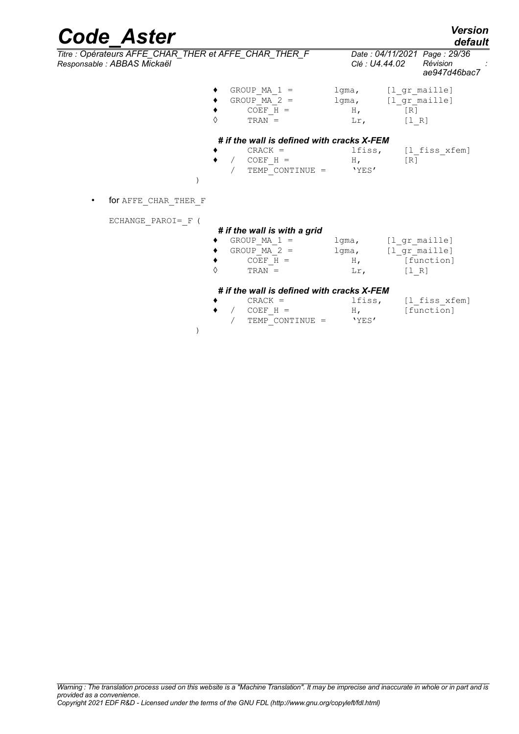```
                    ♦  GROUP_MA_1 =          lgma,      [l_gr_maille]
                    ♦  GROUP_MA_2 =          lgma,      [l_gr_maille]
                    ♦     COEF_H =             H,          [R]
                    ◊     TRAN =               Lr,         [l_R]

                    # if the wall is defined with cracks X-FEM
                    ♦     CRACK =              lfiss,     [l_fiss_xfem]
                    ♦  /  COEF_H =             H,         [R]
                       /  TEMP_CONTINUE =      'YES'
               )
```

- for AFFE_CHAR_THER_F

```
ECHANGE_PAROI=_F (
                    # if the wall is with a grid
                    ♦  GROUP_MA_1 =          lgma,      [l_gr_maille]
                    ♦  GROUP_MA_2 =          lgma,      [l_gr_maille]
                    ♦     COEF_H =             H,          [function]
                    ◊     TRAN =               Lr,         [l_R]

                    # if the wall is defined with cracks X-FEM
                    ♦     CRACK =              lfiss,     [l_fiss_xfem]
                    ♦  /  COEF_H =             H,         [function]
                       /  TEMP_CONTINUE =      'YES'
               )
```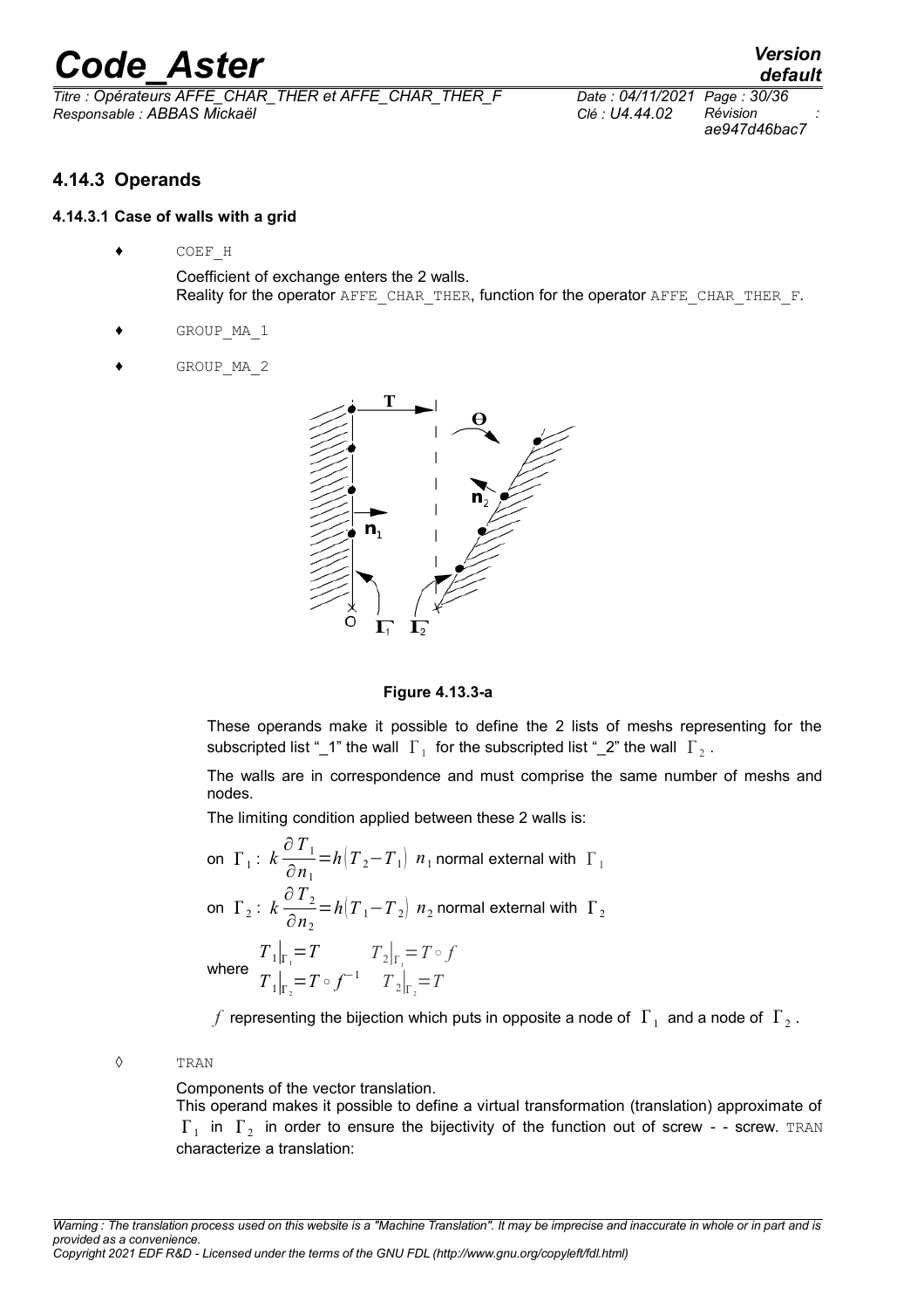### 4.14.3 Operands

#### 4.14.3.1 Case of walls with a grid

♦ COEF_H

Coefficient of exchange enters the 2 walls.
Reality for the operator AFFE_CHAR_THER, function for the operator AFFE_CHAR_THER_F.

♦ GROUP_MA_1

♦ GROUP_MA_2

**Figure 4.13.3-a**

These operands make it possible to define the 2 lists of meshs representing for the subscripted list "_1" the wall $\Gamma_1$ for the subscripted list "_2" the wall $\Gamma_2$.

The walls are in correspondence and must comprise the same number of meshs and nodes.

The limiting condition applied between these 2 walls is:

on $\Gamma_1$: $k\dfrac{\partial T_1}{\partial n_1}=h(T_2-T_1)$ $n_1$ normal external with $\Gamma_1$

on $\Gamma_2$: $k\dfrac{\partial T_2}{\partial n_2}=h(T_1-T_2)$ $n_2$ normal external with $\Gamma_2$

where $\begin{matrix} T_1|_{\Gamma_1}=T & T_2|_{\Gamma_1}=T\circ f \\ T_1|_{\Gamma_2}=T\circ f^{-1} & T_2|_{\Gamma_2}=T \end{matrix}$

$f$ representing the bijection which puts in opposite a node of $\Gamma_1$ and a node of $\Gamma_2$.

◊ TRAN

Components of the vector translation.
This operand makes it possible to define a virtual transformation (translation) approximate of $\Gamma_1$ in $\Gamma_2$ in order to ensure the bijectivity of the function out of screw - - screw. TRAN characterize a translation: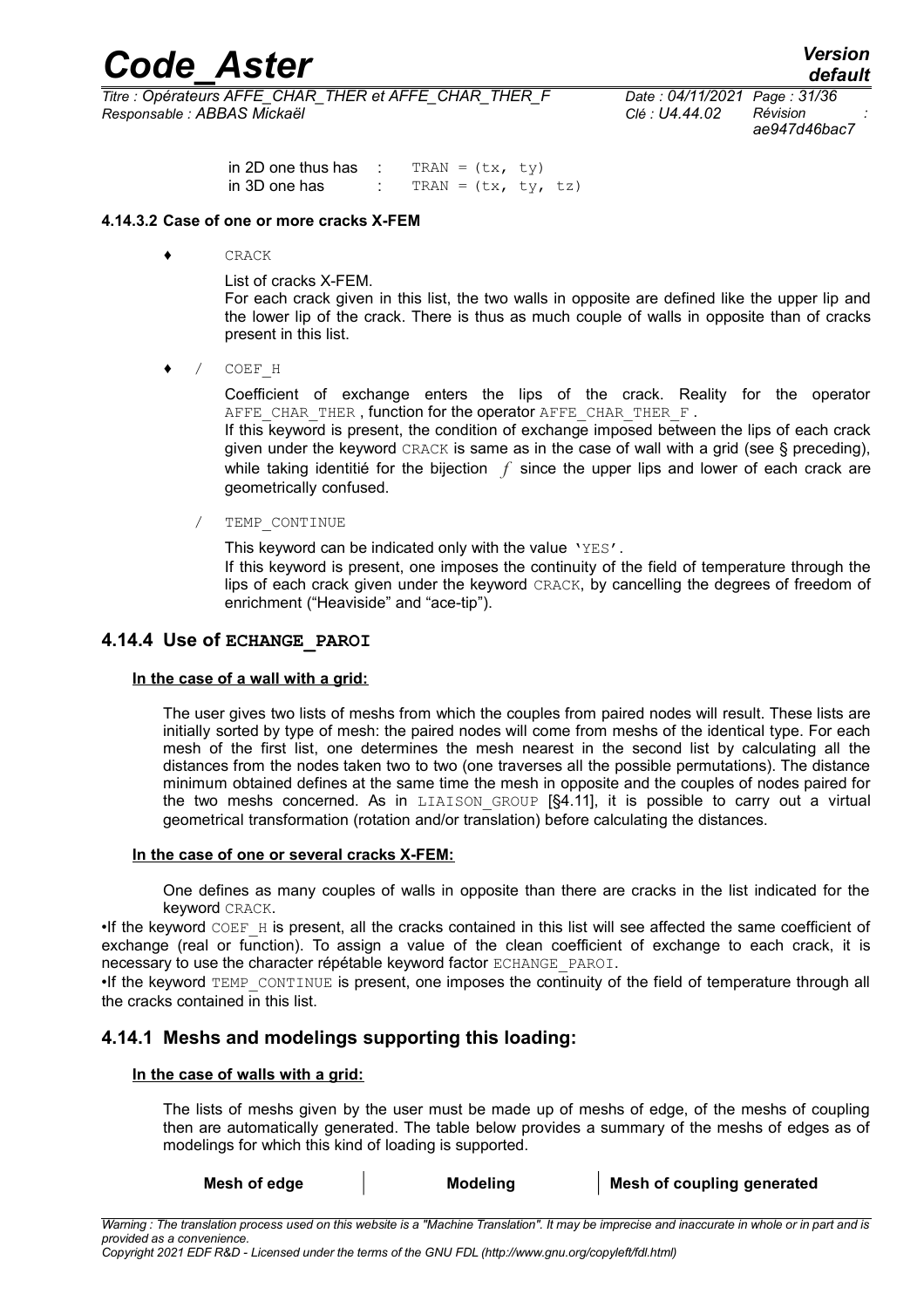in 2D one thus has : `TRAN = (tx, ty)`
in 3D one has : `TRAN = (tx, ty, tz)`

#### 4.14.3.2 Case of one or more cracks X-FEM

♦ CRACK

List of cracks X-FEM.
For each crack given in this list, the two walls in opposite are defined like the upper lip and the lower lip of the crack. There is thus as much couple of walls in opposite than of cracks present in this list.

♦ / COEF_H

Coefficient of exchange enters the lips of the crack. Reality for the operator AFFE_CHAR_THER, function for the operator AFFE_CHAR_THER_F.
If this keyword is present, the condition of exchange imposed between the lips of each crack given under the keyword CRACK is same as in the case of wall with a grid (see § preceding), while taking identitié for the bijection $f$ since the upper lips and lower of each crack are geometrically confused.

/ TEMP_CONTINUE

This keyword can be indicated only with the value 'YES'.
If this keyword is present, one imposes the continuity of the field of temperature through the lips of each crack given under the keyword CRACK, by cancelling the degrees of freedom of enrichment ("Heaviside" and "ace-tip").

### 4.14.4 Use of ECHANGE_PAROI

**In the case of a wall with a grid:**

The user gives two lists of meshs from which the couples from paired nodes will result. These lists are initially sorted by type of mesh: the paired nodes will come from meshs of the identical type. For each mesh of the first list, one determines the mesh nearest in the second list by calculating all the distances from the nodes taken two to two (one traverses all the possible permutations). The distance minimum obtained defines at the same time the mesh in opposite and the couples of nodes paired for the two meshs concerned. As in LIAISON_GROUP [§4.11], it is possible to carry out a virtual geometrical transformation (rotation and/or translation) before calculating the distances.

**In the case of one or several cracks X-FEM:**

One defines as many couples of walls in opposite than there are cracks in the list indicated for the keyword CRACK.

•If the keyword COEF_H is present, all the cracks contained in this list will see affected the same coefficient of exchange (real or function). To assign a value of the clean coefficient of exchange to each crack, it is necessary to use the character répétable keyword factor ECHANGE_PAROI.

•If the keyword TEMP_CONTINUE is present, one imposes the continuity of the field of temperature through all the cracks contained in this list.

### 4.14.1 Meshs and modelings supporting this loading:

**In the case of walls with a grid:**

The lists of meshs given by the user must be made up of meshs of edge, of the meshs of coupling then are automatically generated. The table below provides a summary of the meshs of edges as of modelings for which this kind of loading is supported.

| Mesh of edge | Modeling | Mesh of coupling generated |
|---|---|---|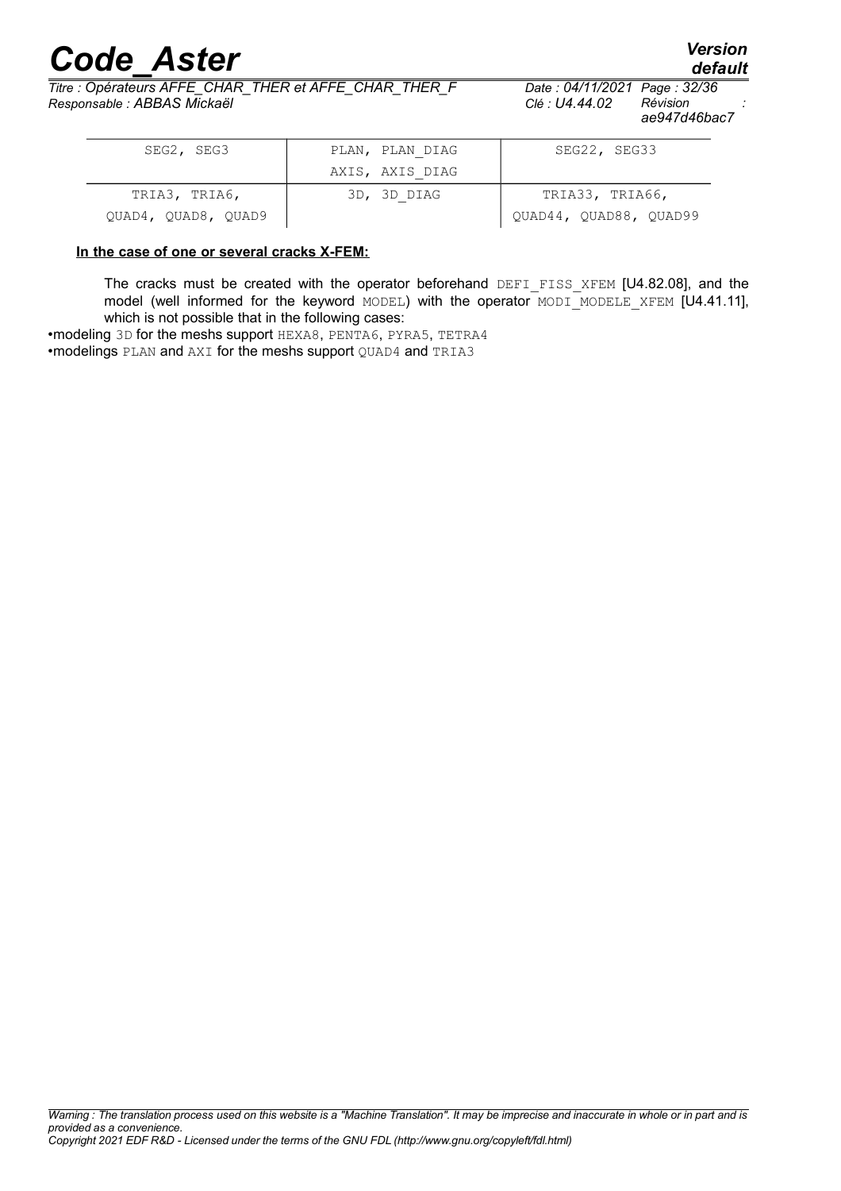| SEG2, SEG3 | PLAN, PLAN_DIAG AXIS, AXIS_DIAG | SEG22, SEG33 |
|---|---|---|
| TRIA3, TRIA6, QUAD4, QUAD8, QUAD9 | 3D, 3D_DIAG | TRIA33, TRIA66, QUAD44, QUAD88, QUAD99 |

**In the case of one or several cracks X-FEM:**

The cracks must be created with the operator beforehand DEFI_FISS_XFEM [U4.82.08], and the model (well informed for the keyword MODEL) with the operator MODI_MODELE_XFEM [U4.41.11], which is not possible that in the following cases:

- modeling 3D for the meshs support HEXA8, PENTA6, PYRA5, TETRA4
- modelings PLAN and AXI for the meshs support QUAD4 and TRIA3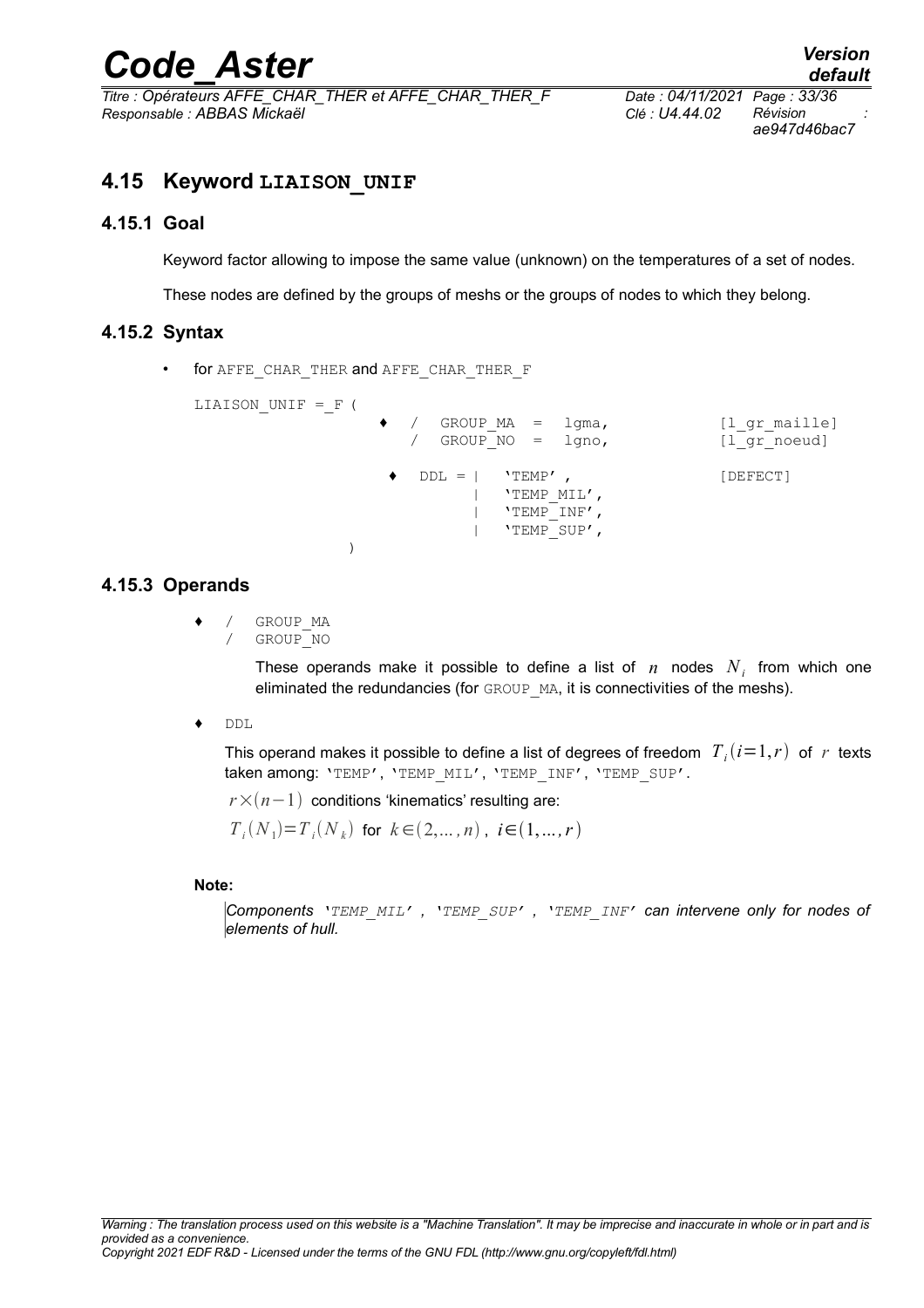## 4.15 Keyword LIAISON_UNIF

### 4.15.1 Goal

Keyword factor allowing to impose the same value (unknown) on the temperatures of a set of nodes.

These nodes are defined by the groups of meshs or the groups of nodes to which they belong.

### 4.15.2 Syntax

- for AFFE_CHAR_THER and AFFE_CHAR_THER_F

```
LIAISON_UNIF =_F (
                    ♦  /  GROUP_MA  =  lgma,              [l_gr_maille]
                       /  GROUP_NO  =  lgno,              [l_gr_noeud]

                    ♦  DDL = |  'TEMP' ,                  [DEFECT]
                             |  'TEMP_MIL',
                             |  'TEMP_INF',
                             |  'TEMP_SUP',
                 )
```

### 4.15.3 Operands

♦ / GROUP_MA
  / GROUP_NO

These operands make it possible to define a list of $n$ nodes $N_i$ from which one eliminated the redundancies (for GROUP_MA, it is connectivities of the meshs).

♦ DDL

This operand makes it possible to define a list of degrees of freedom $T_i(i=1,r)$ of $r$ texts taken among: 'TEMP', 'TEMP_MIL', 'TEMP_INF', 'TEMP_SUP'.

$r \times (n-1)$ conditions 'kinematics' resulting are:

$T_i(N_1) = T_i(N_k)$ for $k \in (2,\ldots,n)$, $i \in (1,\ldots,r)$

**Note:**

*Components 'TEMP_MIL', 'TEMP_SUP', 'TEMP_INF' can intervene only for nodes of elements of hull.*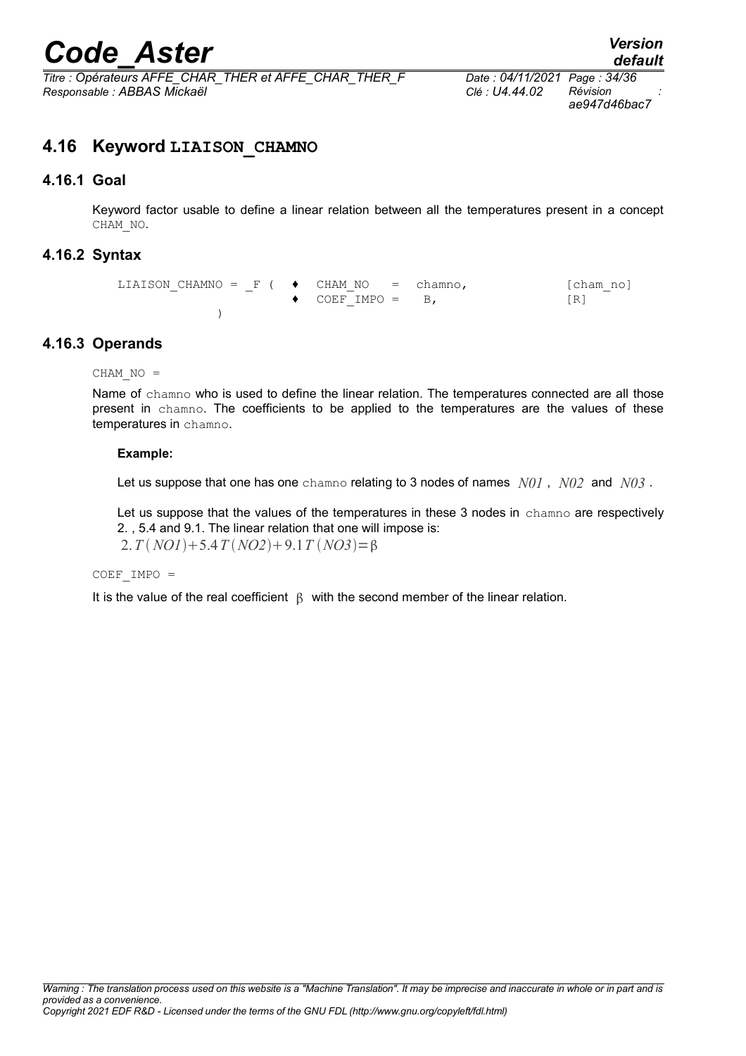## 4.16 Keyword LIAISON_CHAMNO

### 4.16.1 Goal

Keyword factor usable to define a linear relation between all the temperatures present in a concept CHAM_NO.

### 4.16.2 Syntax

```
LIAISON_CHAMNO = _F (  ♦  CHAM_NO   =  chamno,          [cham_no]
                       ♦  COEF_IMPO =   B,              [R]
           )
```

### 4.16.3 Operands

CHAM_NO =

Name of chamno who is used to define the linear relation. The temperatures connected are all those present in chamno. The coefficients to be applied to the temperatures are the values of these temperatures in chamno.

**Example:**

Let us suppose that one has one chamno relating to 3 nodes of names $N01$, $N02$ and $N03$.

Let us suppose that the values of the temperatures in these 3 nodes in chamno are respectively 2. , 5.4 and 9.1. The linear relation that one will impose is:
$2.T(NO1)+5.4\,T(NO2)+9.1\,T(NO3)=\beta$

COEF_IMPO =

It is the value of the real coefficient $\beta$ with the second member of the linear relation.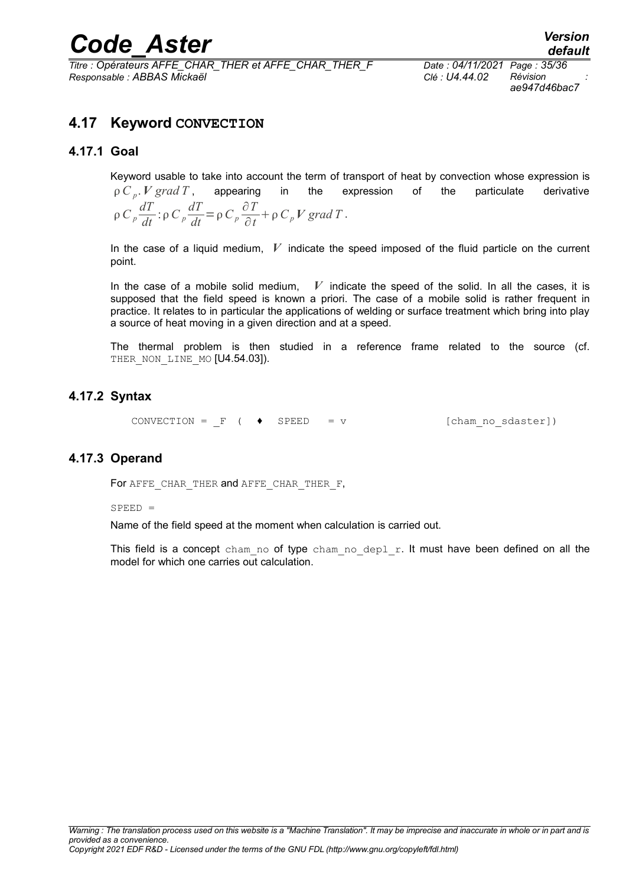## 4.17 Keyword CONVECTION

### 4.17.1 Goal

Keyword usable to take into account the term of transport of heat by convection whose expression is $\rho C_p . \boldsymbol{V} \, grad \, T$, appearing in the expression of the particulate derivative $\rho C_p \frac{dT}{dt} : \rho C_p \frac{dT}{dt} = \rho C_p \frac{\partial T}{\partial t} + \rho C_p \boldsymbol{V} \, grad \, T$.

In the case of a liquid medium, $\boldsymbol{V}$ indicate the speed imposed of the fluid particle on the current point.

In the case of a mobile solid medium, $\boldsymbol{V}$ indicate the speed of the solid. In all the cases, it is supposed that the field speed is known a priori. The case of a mobile solid is rather frequent in practice. It relates to in particular the applications of welding or surface treatment which bring into play a source of heat moving in a given direction and at a speed.

The thermal problem is then studied in a reference frame related to the source (cf. THER_NON_LINE_MO [U4.54.03]).

### 4.17.2 Syntax

```
CONVECTION = _F ( ♦  SPEED   = v                [cham_no_sdaster])
```

### 4.17.3 Operand

For AFFE_CHAR_THER and AFFE_CHAR_THER_F,

SPEED =

Name of the field speed at the moment when calculation is carried out.

This field is a concept cham_no of type cham_no_depl_r. It must have been defined on all the model for which one carries out calculation.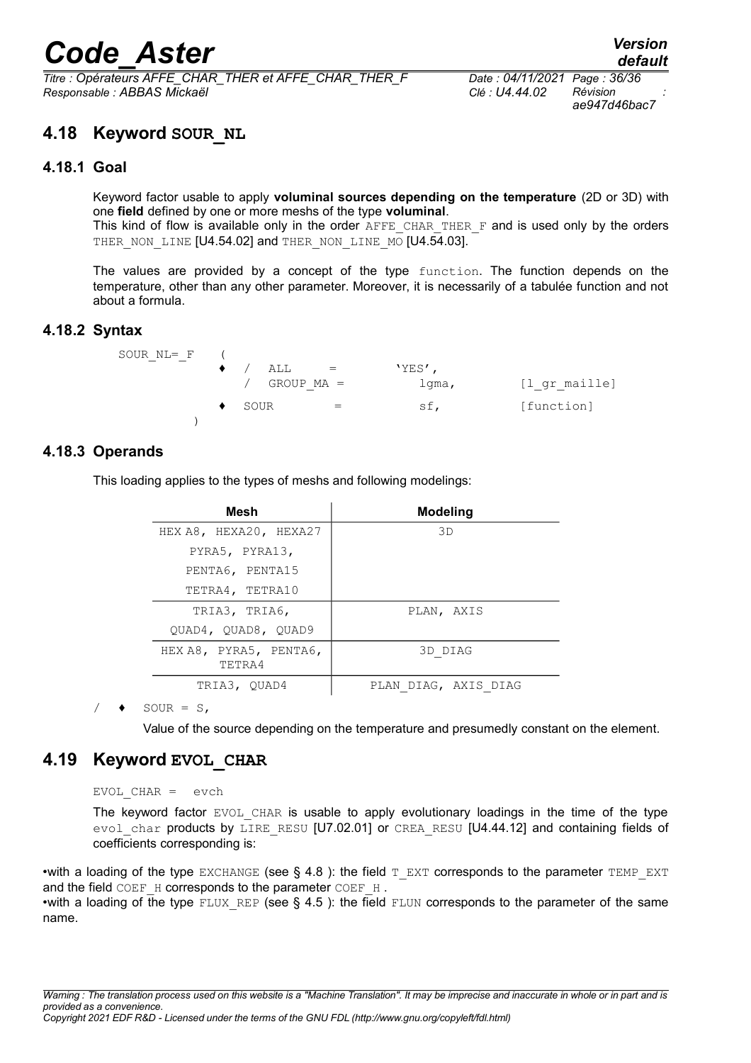## 4.18 Keyword SOUR_NL

### 4.18.1 Goal

Keyword factor usable to apply **voluminal sources depending on the temperature** (2D or 3D) with one **field** defined by one or more meshs of the type **voluminal**.
This kind of flow is available only in the order AFFE_CHAR_THER_F and is used only by the orders THER_NON_LINE [U4.54.02] and THER_NON_LINE_MO [U4.54.03].

The values are provided by a concept of the type function. The function depends on the temperature, other than any other parameter. Moreover, it is necessarily of a tabulée function and not about a formula.

### 4.18.2 Syntax

```
SOUR_NL=_F    (
            ♦  /  ALL      =        'YES',
               /  GROUP_MA =         lgma,          [l_gr_maille]
            ♦  SOUR        =         sf,            [function]
          )
```

### 4.18.3 Operands

This loading applies to the types of meshs and following modelings:

| Mesh | Modeling |
|---|---|
| HEXA8, HEXA20, HEXA27<br>PYRA5, PYRA13,<br>PENTA6, PENTA15<br>TETRA4, TETRA10 | 3D |
| TRIA3, TRIA6,<br>QUAD4, QUAD8, QUAD9 | PLAN, AXIS |
| HEXA8, PYRA5, PENTA6, TETRA4 | 3D_DIAG |
| TRIA3, QUAD4 | PLAN_DIAG, AXIS_DIAG |

/ ♦ SOUR = S,

Value of the source depending on the temperature and presumedly constant on the element.

## 4.19 Keyword EVOL_CHAR

EVOL_CHAR = evch

The keyword factor EVOL_CHAR is usable to apply evolutionary loadings in the time of the type evol_char products by LIRE_RESU [U7.02.01] or CREA_RESU [U4.44.12] and containing fields of coefficients corresponding is:

- with a loading of the type EXCHANGE (see § 4.8 ): the field T_EXT corresponds to the parameter TEMP_EXT and the field COEF_H corresponds to the parameter COEF_H .
- with a loading of the type FLUX_REP (see § 4.5 ): the field FLUN corresponds to the parameter of the same name.